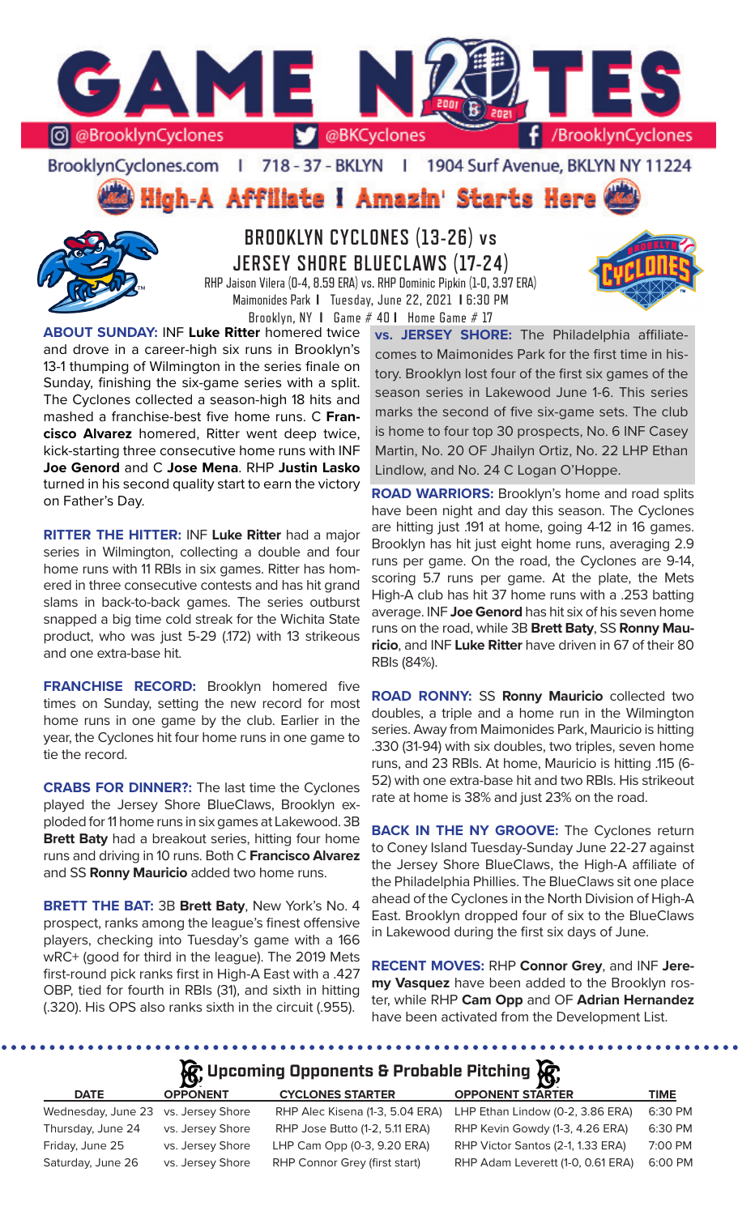# GAME NOTES

@BrooklynCyclones | @BKCyclones | /BrooklynCyclones

BrooklynCyclones.com | 718 - 37 - BKLYN | 1904 Surf Avenue, BKLYN NY 11224

**High-A Affiliate I Amazin' Starts Here**

## BROOKLYN CYCLONES (13-26) vs JERSEY SHORE BLUECLAWS (17-24)

RHP Jaison Vilera (0-4, 8.59 ERA) vs. RHP Dominic Pipkin (1-0, 3.97 ERA)
Maimonides Park | Tuesday, June 22, 2021 | 6:30 PM
Brooklyn, NY | Game # 40 | Home Game # 17

**ABOUT SUNDAY:** INF **Luke Ritter** homered twice and drove in a career-high six runs in Brooklyn's 13-1 thumping of Wilmington in the series finale on Sunday, finishing the six-game series with a split. The Cyclones collected a season-high 18 hits and mashed a franchise-best five home runs. C **Francisco Alvarez** homered, Ritter went deep twice, kick-starting three consecutive home runs with INF **Joe Genord** and C **Jose Mena**. RHP **Justin Lasko** turned in his second quality start to earn the victory on Father's Day.

**RITTER THE HITTER:** INF **Luke Ritter** had a major series in Wilmington, collecting a double and four home runs with 11 RBIs in six games. Ritter has homered in three consecutive contests and has hit grand slams in back-to-back games. The series outburst snapped a big time cold streak for the Wichita State product, who was just 5-29 (.172) with 13 strikeouts and one extra-base hit.

**FRANCHISE RECORD:** Brooklyn homered five times on Sunday, setting the new record for most home runs in one game by the club. Earlier in the year, the Cyclones hit four home runs in one game to tie the record.

**CRABS FOR DINNER?:** The last time the Cyclones played the Jersey Shore BlueClaws, Brooklyn exploded for 11 home runs in six games at Lakewood. 3B **Brett Baty** had a breakout series, hitting four home runs and driving in 10 runs. Both C **Francisco Alvarez** and SS **Ronny Mauricio** added two home runs.

**BRETT THE BAT:** 3B **Brett Baty**, New York's No. 4 prospect, ranks among the league's finest offensive players, checking into Tuesday's game with a 166 wRC+ (good for third in the league). The 2019 Mets first-round pick ranks first in High-A East with a .427 OBP, tied for fourth in RBIs (31), and sixth in hitting (.320). His OPS also ranks sixth in the circuit (.955).

**vs. JERSEY SHORE:** The Philadelphia affiliate comes to Maimonides Park for the first time in history. Brooklyn lost four of the first six games of the season series in Lakewood June 1-6. This series marks the second of five six-game sets. The club is home to four top 30 prospects, No. 6 INF Casey Martin, No. 20 OF Jhailyn Ortiz, No. 22 LHP Ethan Lindlow, and No. 24 C Logan O'Hoppe.

**ROAD WARRIORS:** Brooklyn's home and road splits have been night and day this season. The Cyclones are hitting just .191 at home, going 4-12 in 16 games. Brooklyn has hit just eight home runs, averaging 2.9 runs per game. On the road, the Cyclones are 9-14, scoring 5.7 runs per game. At the plate, the Mets High-A club has hit 37 home runs with a .253 batting average. INF **Joe Genord** has hit six of his seven home runs on the road, while 3B **Brett Baty**, SS **Ronny Mauricio**, and INF **Luke Ritter** have driven in 67 of their 80 RBIs (84%).

**ROAD RONNY:** SS **Ronny Mauricio** collected two doubles, a triple and a home run in the Wilmington series. Away from Maimonides Park, Mauricio is hitting .330 (31-94) with six doubles, two triples, seven home runs, and 23 RBIs. At home, Mauricio is hitting .115 (6-52) with one extra-base hit and two RBIs. His strikeout rate at home is 38% and just 23% on the road.

**BACK IN THE NY GROOVE:** The Cyclones return to Coney Island Tuesday-Sunday June 22-27 against the Jersey Shore BlueClaws, the High-A affiliate of the Philadelphia Phillies. The BlueClaws sit one place ahead of the Cyclones in the North Division of High-A East. Brooklyn dropped four of six to the BlueClaws in Lakewood during the first six days of June.

**RECENT MOVES:** RHP **Connor Grey**, and INF **Jeremy Vasquez** have been added to the Brooklyn roster, while RHP **Cam Opp** and OF **Adrian Hernandez** have been activated from the Development List.

## Upcoming Opponents & Probable Pitching

| DATE | OPPONENT | CYCLONES STARTER | OPPONENT STARTER | TIME |
|---|---|---|---|---|
| Wednesday, June 23 | vs. Jersey Shore | RHP Alec Kisena (1-3, 5.04 ERA) | LHP Ethan Lindow (0-2, 3.86 ERA) | 6:30 PM |
| Thursday, June 24 | vs. Jersey Shore | RHP Jose Butto (1-2, 5.11 ERA) | RHP Kevin Gowdy (1-3, 4.26 ERA) | 6:30 PM |
| Friday, June 25 | vs. Jersey Shore | LHP Cam Opp (0-3, 9.20 ERA) | RHP Victor Santos (2-1, 1.33 ERA) | 7:00 PM |
| Saturday, June 26 | vs. Jersey Shore | RHP Connor Grey (first start) | RHP Adam Leverett (1-0, 0.61 ERA) | 6:00 PM |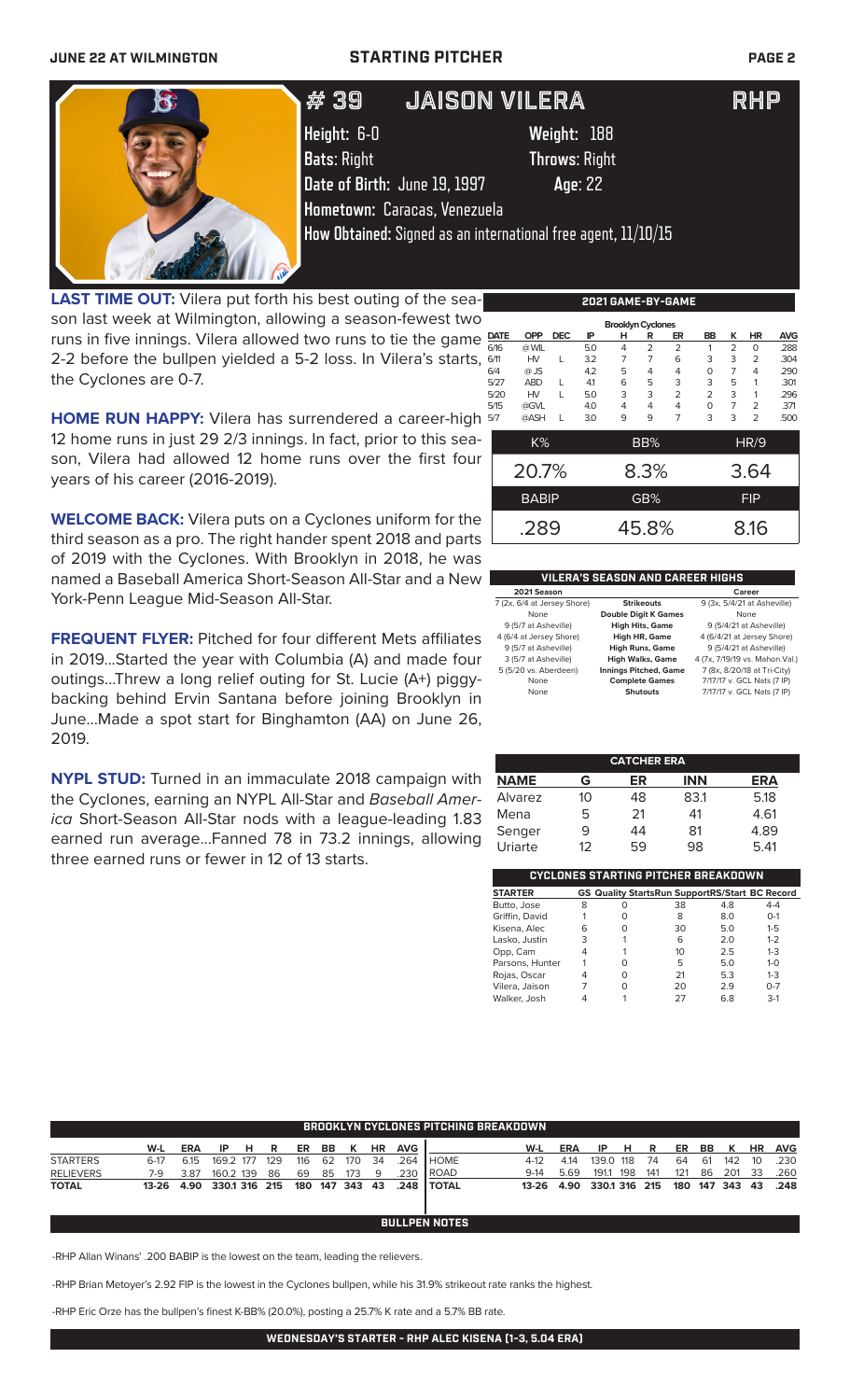# STARTING PITCHER

## # 39 JAISON VILERA — RHP

**Height:** 6-0 **Weight:** 188
**Bats:** Right **Throws:** Right
**Date of Birth:** June 19, 1997 **Age:** 22
**Hometown:** Caracas, Venezuela
**How Obtained:** Signed as an international free agent, 11/10/15

**LAST TIME OUT:** Vilera put forth his best outing of the season last week at Wilmington, allowing a season-fewest two runs in five innings. Vilera allowed two runs to tie the game 2-2 before the bullpen yielded a 5-2 loss. In Vilera's starts, the Cyclones are 0-7.

**HOME RUN HAPPY:** Vilera has surrendered a career-high 12 home runs in just 29 2/3 innings. In fact, prior to this season, Vilera had allowed 12 home runs over the first four years of his career (2016-2019).

**WELCOME BACK:** Vilera puts on a Cyclones uniform for the third season as a pro. The right hander spent 2018 and parts of 2019 with the Cyclones. With Brooklyn in 2018, he was named a Baseball America Short-Season All-Star and a New York-Penn League Mid-Season All-Star.

**FREQUENT FLYER:** Pitched for four different Mets affiliates in 2019...Started the year with Columbia (A) and made four outings...Threw a long relief outing for St. Lucie (A+) piggy-backing behind Ervin Santana before joining Brooklyn in June...Made a spot start for Binghamton (AA) on June 26, 2019.

**NYPL STUD:** Turned in an immaculate 2018 campaign with the Cyclones, earning an NYPL All-Star and *Baseball America* Short-Season All-Star nods with a league-leading 1.83 earned run average...Fanned 78 in 73.2 innings, allowing three earned runs or fewer in 12 of 13 starts.

### 2021 GAME-BY-GAME

Brooklyn Cyclones

| DATE | OPP | DEC | IP | H | R | ER | BB | K | HR | AVG |
|---|---|---|---|---|---|---|---|---|---|---|
| 6/16 | @ WIL | | 5.0 | 4 | 2 | 2 | 1 | 2 | 0 | .288 |
| 6/11 | HV | L | 3.2 | 7 | 7 | 6 | 3 | 3 | 2 | .304 |
| 6/4 | @ JS | | 4.2 | 5 | 4 | 4 | 0 | 7 | 4 | .290 |
| 5/27 | ABD | L | 4.1 | 6 | 5 | 3 | 3 | 5 | 1 | .301 |
| 5/20 | HV | L | 5.0 | 3 | 3 | 2 | 2 | 3 | 1 | .296 |
| 5/15 | @GVL | | 4.0 | 4 | 4 | 4 | 0 | 7 | 2 | .371 |
| 5/7 | @ASH | L | 3.0 | 9 | 9 | 7 | 3 | 3 | 2 | .500 |

| K% | BB% | HR/9 |
|---|---|---|
| 20.7% | 8.3% | 3.64 |

| BABIP | GB% | FIP |
|---|---|---|
| .289 | 45.8% | 8.16 |

### VILERA'S SEASON AND CAREER HIGHS

| 2021 Season | | Career |
|---|---|---|
| 7 (2x, 6/4 at Jersey Shore) | Strikeouts | 9 (3x, 5/4/21 at Asheville) |
| None | Double Digit K Games | None |
| 9 (5/7 at Asheville) | High Hits, Game | 9 (5/4/21 at Asheville) |
| 4 (6/4 at Jersey Shore) | High HR, Game | 4 (6/4/21 at Jersey Shore) |
| 9 (5/7 at Asheville) | High Runs, Game | 9 (5/4/21 at Asheville) |
| 3 (5/7 at Asheville) | High Walks, Game | 4 (7x, 7/19/19 vs. Mahon.Val.) |
| 5 (5/20 vs. Aberdeen) | Innings Pitched, Game | 7 (8x, 8/20/18 at Tri-City) |
| None | Complete Games | 7/17/17 v. GCL Nats (7 IP) |
| None | Shutouts | 7/17/17 v. GCL Nats (7 IP) |

### CATCHER ERA

| NAME | G | ER | INN | ERA |
|---|---|---|---|---|
| Alvarez | 10 | 48 | 83.1 | 5.18 |
| Mena | 5 | 21 | 41 | 4.61 |
| Senger | 9 | 44 | 81 | 4.89 |
| Uriarte | 12 | 59 | 98 | 5.41 |

### CYCLONES STARTING PITCHER BREAKDOWN

| STARTER | GS | Quality Starts | Run Support | RS/Start | BC Record |
|---|---|---|---|---|---|
| Butto, Jose | 8 | 0 | 38 | 4.8 | 4-4 |
| Griffin, David | 1 | 0 | 8 | 8.0 | 0-1 |
| Kisena, Alec | 6 | 0 | 30 | 5.0 | 1-5 |
| Lasko, Justin | 3 | 1 | 6 | 2.0 | 1-2 |
| Opp, Cam | 4 | 1 | 10 | 2.5 | 1-3 |
| Parsons, Hunter | 1 | 0 | 5 | 5.0 | 1-0 |
| Rojas, Oscar | 4 | 0 | 21 | 5.3 | 1-3 |
| Vilera, Jaison | 7 | 0 | 20 | 2.9 | 0-7 |
| Walker, Josh | 4 | 1 | 27 | 6.8 | 3-1 |

### BROOKLYN CYCLONES PITCHING BREAKDOWN

| | W-L | ERA | IP | H | R | ER | BB | K | HR | AVG |
|---|---|---|---|---|---|---|---|---|---|---|
| STARTERS | 6-17 | 6.15 | 169.2 | 177 | 129 | 116 | 62 | 170 | 34 | .264 |
| RELIEVERS | 7-9 | 3.87 | 160.2 | 139 | 86 | 69 | 85 | 173 | 9 | .230 |
| TOTAL | 13-26 | 4.90 | 330.1 | 316 | 215 | 180 | 147 | 343 | 43 | .248 |

| | W-L | ERA | IP | H | R | ER | BB | K | HR | AVG |
|---|---|---|---|---|---|---|---|---|---|---|
| HOME | 4-12 | 4.14 | 139.0 | 118 | 74 | 64 | 61 | 142 | 10 | .230 |
| ROAD | 9-14 | 5.69 | 191.1 | 198 | 141 | 121 | 86 | 201 | 33 | .260 |
| TOTAL | 13-26 | 4.90 | 330.1 | 316 | 215 | 180 | 147 | 343 | 43 | .248 |

### BULLPEN NOTES

-RHP Allan Winans' .200 BABIP is the lowest on the team, leading the relievers.

-RHP Brian Metoyer's 2.92 FIP is the lowest in the Cyclones bullpen, while his 31.9% strikeout rate ranks the highest.

-RHP Eric Orze has the bullpen's finest K-BB% (20.0%), posting a 25.7% K rate and a 5.7% BB rate.

### WEDNESDAY'S STARTER - RHP ALEC KISENA (1-3, 5.04 ERA)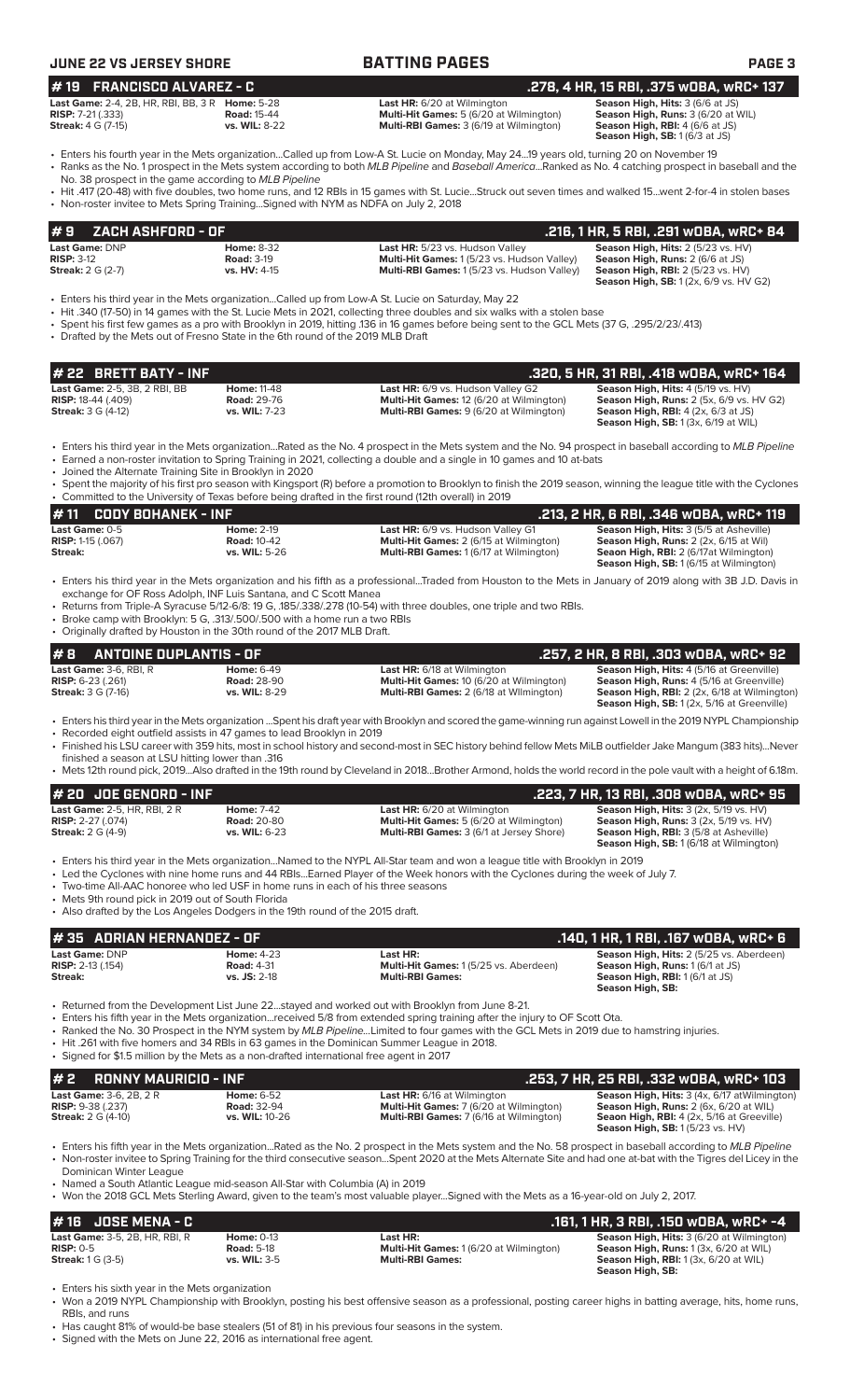## #19 FRANCISCO ALVAREZ - C

**.278, 4 HR, 15 RBI, .375 wOBA, wRC+ 137**

| | | | |
|---|---|---|---|
| **Last Game:** 2-4, 2B, HR, RBI, BB, 3 R | **Home:** 5-28 | **Last HR:** 6/20 at Wilmington | **Season High, Hits:** 3 (6/6 at JS) |
| **RISP:** 7-21 (.333) | **Road:** 15-44 | **Multi-Hit Games:** 5 (6/20 at Wilmington) | **Season High, Runs:** 3 (6/20 at WIL) |
| **Streak:** 4 G (7-15) | **vs. WIL:** 8-22 | **Multi-RBI Games:** 3 (6/19 at Wilmington) | **Season High, RBI:** 4 (6/6 at JS) |
| | | | **Season High, SB:** 1 (6/3 at JS) |

- Enters his fourth year in the Mets organization...Called up from Low-A St. Lucie on Monday, May 24...19 years old, turning 20 on November 19
- Ranks as the No. 1 prospect in the Mets system according to both *MLB Pipeline* and *Baseball America*...Ranked as No. 4 catching prospect in baseball and the No. 38 prospect in the game according to *MLB Pipeline*
- Hit .417 (20-48) with five doubles, two home runs, and 12 RBIs in 15 games with St. Lucie...Struck out seven times and walked 15...went 2-for-4 in stolen bases
- Non-roster invitee to Mets Spring Training...Signed with NYM as NDFA on July 2, 2018

## #9 ZACH ASHFORD - OF

**.216, 1 HR, 5 RBI, .291 wOBA, wRC+ 84**

| | | | |
|---|---|---|---|
| **Last Game:** DNP | **Home:** 8-32 | **Last HR:** 5/23 vs. Hudson Valley | **Season High, Hits:** 2 (5/23 vs. HV) |
| **RISP:** 3-12 | **Road:** 3-19 | **Multi-Hit Games:** 1 (5/23 vs. Hudson Valley) | **Season High, Runs:** 2 (6/6 at JS) |
| **Streak:** 2 G (2-7) | **vs. HV:** 4-15 | **Multi-RBI Games:** 1 (5/23 vs. Hudson Valley) | **Season High, RBI:** 2 (5/23 vs. HV) |
| | | | **Season High, SB:** 1 (2x, 6/9 vs. HV G2) |

- Enters his third year in the Mets organization...Called up from Low-A St. Lucie on Saturday, May 22
- Hit .340 (17-50) in 14 games with the St. Lucie Mets in 2021, collecting three doubles and six walks with a stolen base
- Spent his first few games as a pro with Brooklyn in 2019, hitting .136 in 16 games before being sent to the GCL Mets (37 G, .295/2/23/.413)
- Drafted by the Mets out of Fresno State in the 6th round of the 2019 MLB Draft

## #22 BRETT BATY - INF

**.320, 5 HR, 31 RBI, .418 wOBA, wRC+ 164**

| | | | |
|---|---|---|---|
| **Last Game:** 2-5, 3B, 2 RBI, BB | **Home:** 11-48 | **Last HR:** 6/9 vs. Hudson Valley G2 | **Season High, Hits:** 4 (5/19 vs. HV) |
| **RISP:** 18-44 (.409) | **Road:** 29-76 | **Multi-Hit Games:** 12 (6/20 at Wilmington) | **Season High, Runs:** 2 (5x, 6/9 vs. HV G2) |
| **Streak:** 3 G (4-12) | **vs. WIL:** 7-23 | **Multi-RBI Games:** 9 (6/20 at Wilmington) | **Season High, RBI:** 4 (2x, 6/3 at JS) |
| | | | **Season High, SB:** 1 (3x, 6/19 at WIL) |

- Enters his third year in the Mets organization...Rated as the No. 4 prospect in the Mets system and the No. 94 prospect in baseball according to *MLB Pipeline*
- Earned a non-roster invitation to Spring Training in 2021, collecting a double and a single in 10 games and 10 at-bats
- Joined the Alternate Training Site in Brooklyn in 2020
- Spent the majority of his first pro season with Kingsport (R) before a promotion to Brooklyn to finish the 2019 season, winning the league title with the Cyclones
- Committed to the University of Texas before being drafted in the first round (12th overall) in 2019

## #11 CODY BOHANEK - INF

**.213, 2 HR, 6 RBI, .346 wOBA, wRC+ 119**

| | | | |
|---|---|---|---|
| **Last Game:** 0-5 | **Home:** 2-19 | **Last HR:** 6/9 vs. Hudson Valley G1 | **Season High, Hits:** 3 (5/5 at Asheville) |
| **RISP:** 1-15 (.067) | **Road:** 10-42 | **Multi-Hit Games:** 2 (6/15 at Wilmington) | **Season High, Runs:** 2 (2x, 6/15 at Wil) |
| **Streak:** | **vs. WIL:** 5-26 | **Multi-RBI Games:** 1 (6/17 at Wilmington) | **Seaon High, RBI:** 2 (6/17at Wilmington) |
| | | | **Season High, SB:** 1 (6/15 at Wilmington) |

- Enters his third year in the Mets organization and his fifth as a professional...Traded from Houston to the Mets in January of 2019 along with 3B J.D. Davis in exchange for OF Ross Adolph, INF Luis Santana, and C Scott Manea
- Returns from Triple-A Syracuse 5/12-6/8: 19 G, .185/.338/.278 (10-54) with three doubles, one triple and two RBIs.
- Broke camp with Brooklyn: 5 G, .313/.500/.500 with a home run a two RBIs
- Originally drafted by Houston in the 30th round of the 2017 MLB Draft.

## #8 ANTOINE DUPLANTIS - OF

**.257, 2 HR, 8 RBI, .303 wOBA, wRC+ 92**

| | | | |
|---|---|---|---|
| **Last Game:** 3-6, RBI, R | **Home:** 6-49 | **Last HR:** 6/18 at Wilmington | **Season High, Hits:** 4 (5/16 at Greenville) |
| **RISP:** 6-23 (.261) | **Road:** 28-90 | **Multi-Hit Games:** 10 (6/20 at Wilmington) | **Season High, Runs:** 4 (5/16 at Greenville) |
| **Streak:** 3 G (7-16) | **vs. WIL:** 8-29 | **Multi-RBI Games:** 2 (6/18 at Wllmington) | **Season High, RBI:** 2 (2x, 6/18 at Wilmington) |
| | | | **Season High, SB:** 1 (2x, 5/16 at Greenville) |

- Enters his third year in the Mets organization ...Spent his draft year with Brooklyn and scored the game-winning run against Lowell in the 2019 NYPL Championship
- Recorded eight outfield assists in 47 games to lead Brooklyn in 2019
- Finished his LSU career with 359 hits, most in school history and second-most in SEC history behind fellow Mets MiLB outfielder Jake Mangum (383 hits)...Never finished a season at LSU hitting lower than .316
- Mets 12th round pick, 2019...Also drafted in the 19th round by Cleveland in 2018...Brother Armond, holds the world record in the pole vault with a height of 6.18m.

## #20 JOE GENORD - INF

**.223, 7 HR, 13 RBI, .308 wOBA, wRC+ 95**

| | | | |
|---|---|---|---|
| **Last Game:** 2-5, HR, RBI, 2 R | **Home:** 7-42 | **Last HR:** 6/20 at Wilmington | **Season High, Hits:** 3 (2x, 5/19 vs. HV) |
| **RISP:** 2-27 (.074) | **Road:** 20-80 | **Multi-Hit Games:** 5 (6/20 at Wilmington) | **Season High, Runs:** 3 (2x, 5/19 vs. HV) |
| **Streak:** 2 G (4-9) | **vs. WIL:** 6-23 | **Multi-RBI Games:** 3 (6/1 at Jersey Shore) | **Season High, RBI:** 3 (5/8 at Asheville) |
| | | | **Season High, SB:** 1 (6/18 at Wilmington) |

- Enters his third year in the Mets organization...Named to the NYPL All-Star team and won a league title with Brooklyn in 2019
- Led the Cyclones with nine home runs and 44 RBIs...Earned Player of the Week honors with the Cyclones during the week of July 7.
- Two-time All-AAC honoree who led USF in home runs in each of his three seasons
- Mets 9th round pick in 2019 out of South Florida
- Also drafted by the Los Angeles Dodgers in the 19th round of the 2015 draft.

## #35 ADRIAN HERNANDEZ - OF

**.140, 1 HR, 1 RBI, .167 wOBA, wRC+ 6**

| | | | |
|---|---|---|---|
| **Last Game:** DNP | **Home:** 4-23 | **Last HR:** | **Season High, Hits:** 2 (5/25 vs. Aberdeen) |
| **RISP:** 2-13 (.154) | **Road:** 4-31 | **Multi-Hit Games:** 1 (5/25 vs. Aberdeen) | **Season High, Runs:** 1 (6/1 at JS) |
| **Streak:** | **vs. JS:** 2-18 | **Multi-RBI Games:** | **Season High, RBI:** 1 (6/1 at JS) |
| | | | **Season High, SB:** |

- Returned from the Development List June 22...stayed and worked out with Brooklyn from June 8-21.
- Enters his fifth year in the Mets organization...received 5/8 from extended spring training after the injury to OF Scott Ota.
- Ranked the No. 30 Prospect in the NYM system by *MLB Pipeline*...Limited to four games with the GCL Mets in 2019 due to hamstring injuries.
- Hit .261 with five homers and 34 RBIs in 63 games in the Dominican Summer League in 2018.
- Signed for $1.5 million by the Mets as a non-drafted international free agent in 2017

## #2 RONNY MAURICIO - INF

**.253, 7 HR, 25 RBI, .332 wOBA, wRC+ 103**

| | | | |
|---|---|---|---|
| **Last Game:** 3-6, 2B, 2 R | **Home:** 6-52 | **Last HR:** 6/16 at Wilmington | **Season High, Hits:** 3 (4x, 6/17 atWilmington) |
| **RISP:** 9-38 (.237) | **Road:** 32-94 | **Multi-Hit Games:** 7 (6/20 at Wilmington) | **Season High, Runs:** 2 (6x, 6/20 at WIL) |
| **Streak:** 2 G (4-10) | **vs. WIL:** 10-26 | **Multi-RBI Games:** 7 (6/16 at Wilmington) | **Seaon High, RBI:** 4 (2x, 5/16 at Greeville) |
| | | | **Season High, SB:** 1 (5/23 vs. HV) |

- Enters his fifth year in the Mets organization...Rated as the No. 2 prospect in the Mets system and the No. 58 prospect in baseball according to *MLB Pipeline*
- Non-roster invitee to Spring Training for the third consecutive season...Spent 2020 at the Mets Alternate Site and had one at-bat with the Tigres del Licey in the Dominican Winter League
- Named a South Atlantic League mid-season All-Star with Columbia (A) in 2019
- Won the 2018 GCL Mets Sterling Award, given to the team's most valuable player...Signed with the Mets as a 16-year-old on July 2, 2017.

## #16 JOSE MENA - C

**.161, 1 HR, 3 RBI, .150 wOBA, wRC+ -4**

| | | | |
|---|---|---|---|
| **Last Game:** 3-5, 2B, HR, RBI, R | **Home:** 0-13 | **Last HR:** | **Season High, Hits:** 3 (6/20 at Wilmington) |
| **RISP:** 0-5 | **Road:** 5-18 | **Multi-Hit Games:** 1 (6/20 at Wilmington) | **Season High, Runs:** 1 (3x, 6/20 at WIL) |
| **Streak:** 1 G (3-5) | **vs. WIL:** 3-5 | **Multi-RBI Games:** | **Season High, RBI:** 1 (3x, 6/20 at WIL) |
| | | | **Season High, SB:** |

- Enters his sixth year in the Mets organization
- Won a 2019 NYPL Championship with Brooklyn, posting his best offensive season as a professional, posting career highs in batting average, hits, home runs, RBIs, and runs
- Has caught 81% of would-be base stealers (51 of 81) in his previous four seasons in the system.
- Signed with the Mets on June 22, 2016 as international free agent.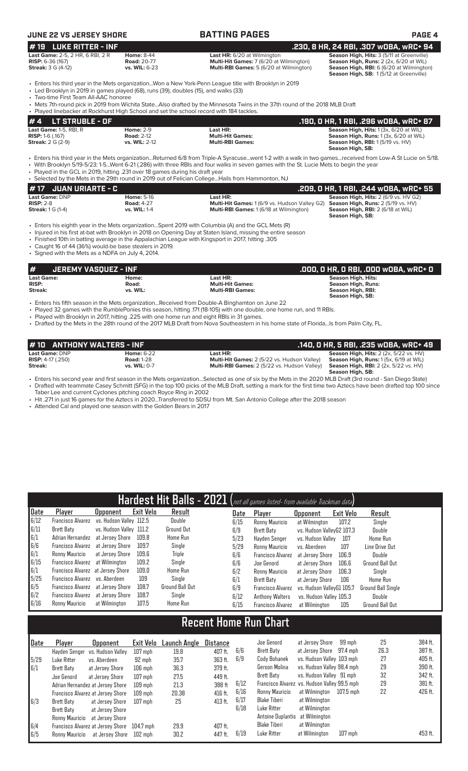**JUNE 22 VS JERSEY SHORE** | **BATTING PAGES**

## # 19 LUKE RITTER - INF — .230, 8 HR, 24 RBI, .307 wOBA, wRC+ 94

**Last Game:** 2-5, 2 HR, 6 RBI, 2 R | **Home:** 8-44 | **Last HR:** 6/20 at Wilmington | **Season High, Hits:** 3 (5/11 at Greenville)
**RISP:** 6-36 (167) | **Road:** 20-77 | **Multi-Hit Games:** 7 (6/20 at Wilmington) | **Season High, Runs:** 2 (2x, 6/20 at WIL)
**Streak:** 3 G (4-12) | **vs. WIL:** 6-23 | **Multi-RBI Games:** 5 (6/20 at Wilmington) | **Season High, RBI:** 6 (6/20 at Wilmington)
**Season High, SB:** 1 (5/12 at Greenville)

- Enters his third year in the Mets organization...Won a New York-Penn League title with Brooklyn in 2019
- Led Brooklyn in 2019 in games played (68), runs (39), doubles (15), and walks (33)
- Two-time First Team All-AAC honoree
- Mets 7th-round pick in 2019 from Wichita State...Also drafted by the Minnesota Twins in the 37th round of the 2018 MLB Draft
- Played linebacker at Rockhurst High School and set the school record with 184 tackles.

## # 4 LT STRUBLE - OF — .190, 0 HR, 1 RBI, .296 wOBA, wRC+ 87

**Last Game:** 1-5, RBI, R | **Home:** 2-9 | **Last HR:** | **Season High, Hits:** 1 (3x, 6/20 at WIL)
**RISP:** 1-6 (.167) | **Road:** 2-12 | **Multi-Hit Games:** | **Season High, Runs:** 1 (3x, 6/20 at WIL)
**Streak:** 2 G (2-9) | **vs. WIL:** 2-12 | **Multi-RBI Games:** | **Season High, RBI:** 1 (5/19 vs. HV)
**Season High, SB:**

- Enters his third year in the Mets organization...Returned 6/8 from Triple-A Syracuse...went 1-2 with a walk in two games...received from Low-A St Lucie on 5/18.
- With Brooklyn 5/19-5/23: 1-5...Went 6-21 (.286) with three RBIs and four walks in seven games with the St. Lucie Mets to begin the year
- Played in the GCL in 2019, hitting .231 over 18 games during his draft year
- Selected by the Mets in the 29th round in 2019 out of Felician College...Hails from Hammonton, NJ

## # 17 JUAN URIARTE - C — .209, 0 HR, 1 RBI, .244 wOBA, wRC+ 55

**Last Game:** DNP | **Home:** 5-16 | **Last HR:** | **Season High, Hits:** 2 (6/9 vs. HV G2)
**RISP:** 2-8 | **Road:** 4-27 | **Multi-Hit Games:** 1 (6/9 vs. Hudson Valley G2) | **Season High, Runs:** 2 (5/19 vs. HV)
**Streak:** 1 G (1-4) | **vs. WIL:** 1-4 | **Multi-RBI Games:** 1 (6/18 at Wilmington) | **Season High, RBI:** 2 (6/18 at WIL)
**Season High, SB:**

- Enters his eighth year in the Mets organization...Spent 2019 with Columbia (A) and the GCL Mets (R)
- Injured in his first at-bat with Brooklyn in 2018 on Opening Day at Staten Island, missing the entire season
- Finished 10th in batting average in the Appalachian League with Kingsport in 2017, hitting .305
- Caught 16 of 44 (36%) would-be base stealers in 2019.
- Signed with the Mets as a NDFA on July 4, 2014.

## # JEREMY VASQUEZ - INF — .000, 0 HR, 0 RBI, .000 wOBA, wRC+ 0

**Last Game:** | **Home:** | **Last HR:** | **Season High, Hits:**
**RISP:** | **Road:** | **Multi-Hit Games:** | **Season High, Runs:**
**Streak:** | **vs. WIL:** | **Multi-RBI Games:** | **Season High, RBI:**
**Season High, SB:**

- Enters his fifth season in the Mets organization...Received from Double-A Binghamton on June 22
- Played 32 games with the RumblePonies this season, hitting .171 (18-105) with one double, one home run, and 11 RBIs.
- Played with Brooklyn in 2017, hitting .225 with one home run and eight RBIs in 31 games.
- Drafted by the Mets in the 28th round of the 2017 MLB Draft from Nova Southeastern in his home state of Florida...Is from Palm City, FL.

## # 10 ANTHONY WALTERS - INF — .140, 0 HR, 5 RBI, .235 wOBA, wRC+ 49

**Last Game:** DNP | **Home:** 6-22 | **Last HR:** | **Season High, Hits:** 2 (2x, 5/22 vs. HV)
**RISP:** 4-17 (.250) | **Road:** 1-28 | **Multi-Hit Games:** 2 (5/22 vs. Hudson Valley) | **Season High, Runs:** 1 (5x, 6/19 at WIL)
**Streak:** | **vs. WIL:** 0-7 | **Multi-RBI Games:** 2 (5/22 vs. Hudson Valley) | **Season High, RBI:** 2 (2x, 5/22 vs. HV)
**Season High, SB:**

- Enters his second year and first season in the Mets organization...Selected as one of six by the Mets in the 2020 MLB Draft (3rd round - San Diego State)
- Drafted with teammate Casey Schmitt (SFG) in the top 100 picks of the MLB Draft, setting a mark for the first time two Aztecs have been drafted top 100 since Taber Lee and current Cyclones pitching coach Royce Ring in 2002
- Hit .271 in just 16 games for the Aztecs in 2020...Transferred to SDSU from Mt. San Antonio College after the 2018 season
- Attended Cal and played one season with the Golden Bears in 2017

## Hardest Hit Balls - 2021 (not all games listed- from available Trackman data)

| Date | Player | Opponent | Exit Velo | Result |
|---|---|---|---|---|
| 6/12 | Francisco Alvarez | vs. Hudson Valley | 112.5 | Double |
| 6/11 | Brett Baty | vs. Hudson Valley | 111.2 | Ground Out |
| 6/1 | Adrian Hernandez | at Jersey Shore | 109.8 | Home Run |
| 6/6 | Francisco Alvarez | at Jersey Shore | 109.7 | Single |
| 6/1 | Ronny Mauricio | at Jersey Shore | 109.6 | Triple |
| 6/15 | Francisco Alvarez | at Wilmington | 109.2 | Single |
| 6/1 | Francisco Alvarez | at Jersey Shore | 109.0 | Home Run |
| 5/25 | Francisco Alvarez | vs. Aberdeen | 109 | Single |
| 6/5 | Francisco Alvarez | at Jersey Shore | 108.7 | Ground Ball Out |
| 6/2 | Francisco Alvarez | at Jersey Shore | 108.7 | Single |
| 6/16 | Ronny Mauricio | at Wilmington | 107.5 | Home Run |
| 6/15 | Ronny Mauricio | at Wilmington | 107.2 | Single |
| 6/9 | Brett Baty | vs. Hudson Valley G2 | 107.3 | Double |
| 5/23 | Hayden Senger | vs. Hudson Valley | 107 | Home Run |
| 5/29 | Ronny Mauricio | vs. Aberdeen | 107 | Line Drive Out |
| 6/6 | Francisco Alvarez | at Jersey Shore | 106.9 | Double |
| 6/6 | Joe Genord | at Jersey Shore | 106.6 | Ground Ball Out |
| 6/2 | Ronny Mauricio | at Jersey Shore | 106.3 | Single |
| 6/1 | Brett Baty | at Jersey Shore | 106 | Home Run |
| 6/9 | Francisco Alvarez | vs. Hudson Valley G1 | 105.7 | Ground Ball Single |
| 6/12 | Anthony Walters | vs. Hudson Valley | 105.3 | Double |
| 6/15 | Francisco Alvarez | at Wilmington | 105 | Ground Ball Out |

## Recent Home Run Chart

| Date | Player | Opponent | Exit Velo | Launch Angle | Distance |
|---|---|---|---|---|---|
| | Hayden Senger | vs. Hudson Valley | 107 mph | 19.8 | 407 ft. |
| 5/29 | Luke Ritter | vs. Aberdeen | 92 mph | 35.7 | 363 ft. |
| 6/1 | Brett Baty | at Jersey Shore | 106 mph | 36.3 | 379 ft. |
| | Joe Genord | at Jersey Shore | 107 mph | 27.5 | 449 ft. |
| | Adrian Hernandez | at Jersey Shore | 109 mph | 21.3 | 388 ft |
| | Francisco Alvarez | at Jersey Shore | 109 mph | 20.38 | 416 ft. |
| 6/3 | Brett Baty | at Jersey Shore | 107 mph | 25 | 413 ft. |
| | Brett Baty | at Jersey Shore | | | |
| | Ronny Mauricio | at Jersey Shore | | | |
| 6/4 | Francisco Alvarez | at Jersey Shore | 104.7 mph | 29.9 | 407 ft. |
| 6/5 | Ronny Mauricio | at Jersey Shore | 102 mph | 30.2 | 447 ft. |
| 6/6 | Joe Genord | at Jersey Shore | 99 mph | 25 | 384 ft. |
| | Brett Baty | at Jersey Shore | 97.4 mph | 26.3 | 387 ft. |
| 6/9 | Cody Bohanek | vs. Hudson Valley | 103 mph | 27 | 405 ft. |
| | Gerson Molina | vs. Hudson Valley | 98.4 mph | 29 | 390 ft. |
| | Brett Baty | vs. Hudson Valley | 91 mph | 32 | 342 ft. |
| 6/12 | Francisco Alvarez | vs. Hudson Valley | 99.5 mph | 29 | 381 ft. |
| 6/16 | Ronny Mauricio | at Wilmington | 107.5 mph | 22 | 426 ft. |
| 6/17 | Blake Tiberi | at Wilmington | | | |
| 6/18 | Luke Ritter | at Wilmington | | | |
| | Antoine Duplantis | at Wilmington | | | |
| | Blake Tiberi | at Wilmington | | | |
| 6/19 | Luke Ritter | at Wilmington | 107 mph | | 453 ft. |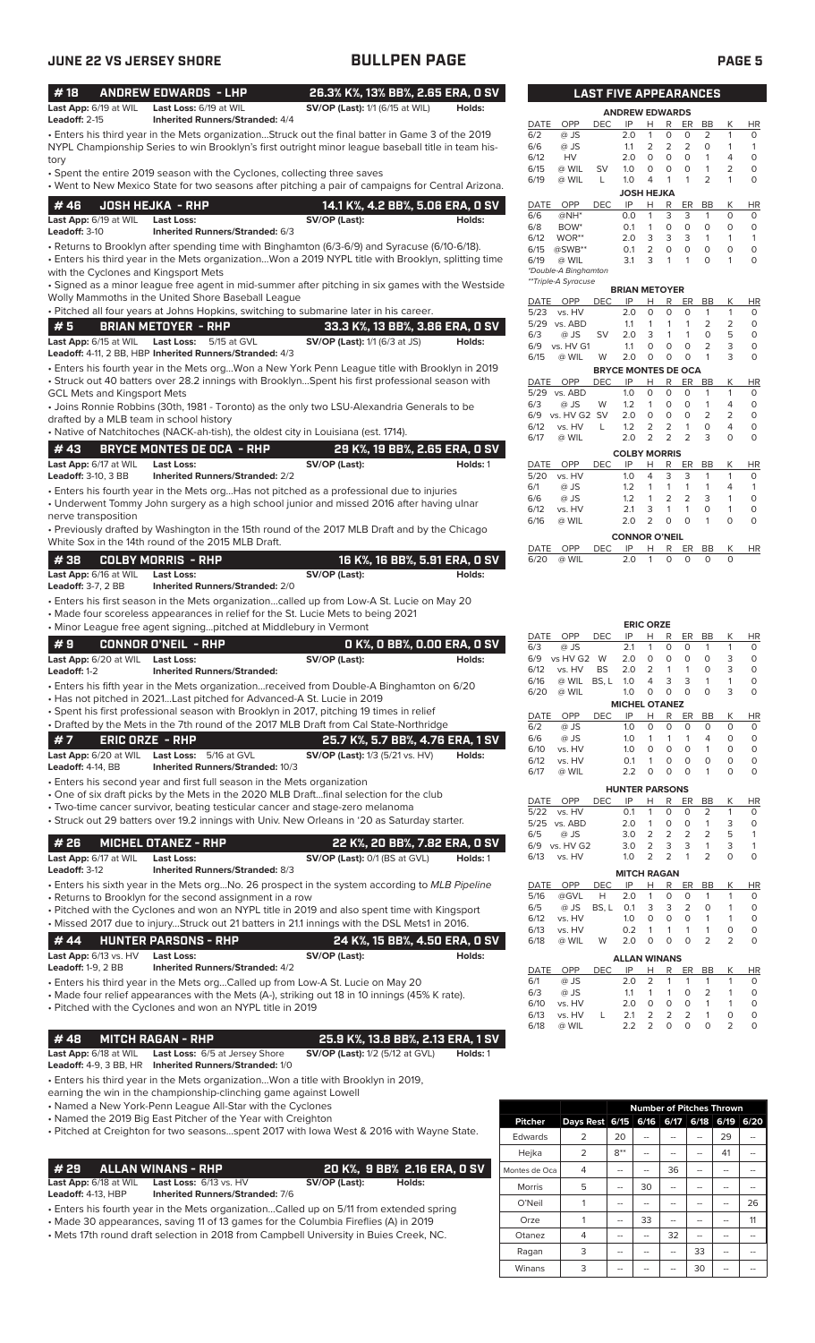## JUNE 22 VS JERSEY SHORE — BULLPEN PAGE

### # 18 ANDREW EDWARDS - LHP — 26.3% K%, 13% BB%, 2.65 ERA, 0 SV

**Last App:** 6/19 at WIL **Last Loss:** 6/19 at WIL **SV/OP (Last):** 1/1 (6/15 at WIL) **Holds:**
**Leadoff:** 2-15 **Inherited Runners/Stranded:** 4/4

- Enters his third year in the Mets organization...Struck out the final batter in Game 3 of the 2019 NYPL Championship Series to win Brooklyn's first outright minor league baseball title in team history
- Spent the entire 2019 season with the Cyclones, collecting three saves
- Went to New Mexico State for two seasons after pitching a pair of campaigns for Central Arizona.

### # 46 JOSH HEJKA - RHP — 14.1 K%, 4.2 BB%, 5.06 ERA, 0 SV

**Last App:** 6/19 at WIL **Last Loss:** **SV/OP (Last):** **Holds:**
**Leadoff:** 3-10 **Inherited Runners/Stranded:** 6/3

- Returns to Brooklyn after spending time with Binghamton (6/3-6/9) and Syracuse (6/10-6/18).
- Enters his third year in the Mets organization...Won a 2019 NYPL title with Brooklyn, splitting time with the Cyclones and Kingsport Mets
- Signed as a minor league free agent in mid-summer after pitching in six games with the Westside Wolly Mammoths in the United Shore Baseball League
- Pitched all four years at Johns Hopkins, switching to submarine later in his career.

### # 5 BRIAN METOYER - RHP — 33.3 K%, 13 BB%, 3.86 ERA, 0 SV

**Last App:** 6/15 at WIL **Last Loss:** 5/15 at GVL **SV/OP (Last):** 1/1 (6/3 at JS) **Holds:**
**Leadoff:** 4-11, 2 BB, HBP **Inherited Runners/Stranded:** 4/3

- Enters his fourth year in the Mets org...Won a New York Penn League title with Brooklyn in 2019
- Struck out 40 batters over 28.2 innings with Brooklyn...Spent his first professional season with GCL Mets and Kingsport Mets
- Joins Ronnie Robbins (30th, 1981 - Toronto) as the only two LSU-Alexandria Generals to be drafted by a MLB team in school history
- Native of Natchitoches (NACK-ah-tish), the oldest city in Louisiana (est. 1714).

### # 43 BRYCE MONTES DE OCA - RHP — 29 K%, 19 BB%, 2.65 ERA, 0 SV

**Last App:** 6/17 at WIL **Last Loss:** **SV/OP (Last):** **Holds:** 1
**Leadoff:** 3-10, 3 BB **Inherited Runners/Stranded:** 2/2

- Enters his fourth year in the Mets org...Has not pitched as a professional due to injuries
- Underwent Tommy John surgery as a high school junior and missed 2016 after having ulnar nerve transposition
- Previously drafted by Washington in the 15th round of the 2017 MLB Draft and by the Chicago White Sox in the 14th round of the 2015 MLB Draft.

### # 38 COLBY MORRIS - RHP — 16 K%, 16 BB%, 5.91 ERA, 0 SV

**Last App:** 6/16 at WIL **Last Loss:** **SV/OP (Last):** **Holds:**
**Leadoff:** 3-7, 2 BB **Inherited Runners/Stranded:** 2/0

- Enters his first season in the Mets organization...called up from Low-A St. Lucie on May 20
- Made four scoreless appearances in relief for the St. Lucie Mets to being 2021
- Minor League free agent signing...pitched at Middlebury in Vermont

### # 9 CONNOR O'NEIL - RHP — 0 K%, 0 BB%, 0.00 ERA, 0 SV

**Last App:** 6/20 at WIL **Last Loss:** **SV/OP (Last):** **Holds:**
**Leadoff:** 1-2 **Inherited Runners/Stranded:**

- Enters his fifth year in the Mets organization...received from Double-A Binghamton on 6/20
- Has not pitched in 2021...Last pitched for Advanced-A St. Lucie in 2019
- Spent his first professional season with Brooklyn in 2017, pitching 19 times in relief
- Drafted by the Mets in the 7th round of the 2017 MLB Draft from Cal State-Northridge

### # 7 ERIC ORZE - RHP — 25.7 K%, 5.7 BB%, 4.76 ERA, 1 SV

**Last App:** 6/20 at WIL **Last Loss:** 5/16 at GVL **SV/OP (Last):** 1/3 (5/21 vs. HV) **Holds:**
**Leadoff:** 4-14, BB **Inherited Runners/Stranded:** 10/3

- Enters his second year and first full season in the Mets organization
- One of six draft picks by the Mets in the 2020 MLB Draft...final selection for the club
- Two-time cancer survivor, beating testicular cancer and stage-zero melanoma
- Struck out 29 batters over 19.2 innings with Univ. New Orleans in '20 as Saturday starter.

### # 26 MICHEL OTANEZ - RHP — 22 K%, 20 BB%, 7.82 ERA, 0 SV

**Last App:** 6/17 at WIL **Last Loss:** **SV/OP (Last):** 0/1 (BS at GVL) **Holds:** 1
**Leadoff:** 3-12 **Inherited Runners/Stranded:** 8/3

- Enters his sixth year in the Mets org...No. 26 prospect in the system according to *MLB Pipeline*
- Returns to Brooklyn for the second assignment in a row
- Pitched with the Cyclones and won an NYPL title in 2019 and also spent time with Kingsport
- Missed 2017 due to injury...Struck out 21 batters in 21.1 innings with the DSL Mets1 in 2016.

### # 44 HUNTER PARSONS - RHP — 24 K%, 15 BB%, 4.50 ERA, 0 SV

**Last App:** 6/13 vs. HV **Last Loss:** **SV/OP (Last):** **Holds:**
**Leadoff:** 1-9, 2 BB **Inherited Runners/Stranded:** 4/2

- Enters his third year in the Mets org...Called up from Low-A St. Lucie on May 20
- Made four relief appearances with the Mets (A-), striking out 18 in 10 innings (45% K rate).
- Pitched with the Cyclones and won an NYPL title in 2019

### # 48 MITCH RAGAN - RHP — 25.9 K%, 13.8 BB%, 2.13 ERA, 1 SV

**Last App:** 6/18 at WIL **Last Loss:** 6/5 at Jersey Shore **SV/OP (Last):** 1/2 (5/12 at GVL) **Holds:** 1
**Leadoff:** 4-9, 3 BB, HR **Inherited Runners/Stranded:** 1/0

- Enters his third year in the Mets organization...Won a title with Brooklyn in 2019, earning the win in the championship-clinching game against Lowell
- Named a New York-Penn League All-Star with the Cyclones
- Named the 2019 Big East Pitcher of the Year with Creighton
- Pitched at Creighton for two seasons...spent 2017 with Iowa West & 2016 with Wayne State.

### # 29 ALLAN WINANS - RHP — 20 K%, 9 BB% 2.16 ERA, 0 SV

**Last App:** 6/18 at WIL **Last Loss:** 6/13 vs. HV **SV/OP (Last):** **Holds:**
**Leadoff:** 4-13, HBP **Inherited Runners/Stranded:** 7/6

- Enters his fourth year in the Mets organization...Called up on 5/11 from extended spring
- Made 30 appearances, saving 11 of 13 games for the Columbia Fireflies (A) in 2019
- Mets 17th round draft selection in 2018 from Campbell University in Buies Creek, NC.

## LAST FIVE APPEARANCES

**ANDREW EDWARDS**

| DATE | OPP | DEC | IP | H | R | ER | BB | K | HR |
|---|---|---|---|---|---|---|---|---|---|
| 6/2 | @ JS | | 2.0 | 1 | 0 | 0 | 2 | 1 | 0 |
| 6/6 | @ JS | | 1.1 | 2 | 2 | 2 | 0 | 1 | 1 |
| 6/12 | HV | | 2.0 | 0 | 0 | 0 | 1 | 4 | 0 |
| 6/15 | @ WIL | SV | 1.0 | 0 | 0 | 0 | 1 | 2 | 0 |
| 6/19 | @ WIL | L | 1.0 | 4 | 1 | 1 | 2 | 1 | 0 |

**JOSH HEJKA**

| DATE | OPP | DEC | IP | H | R | ER | BB | K | HR |
|---|---|---|---|---|---|---|---|---|---|
| 6/6 | @NH* | | 0.0 | 1 | 3 | 3 | 1 | 0 | 0 |
| 6/8 | BOW* | | 0.1 | 1 | 0 | 0 | 0 | 0 | 0 |
| 6/12 | WOR** | | 2.0 | 3 | 3 | 3 | 1 | 1 | 1 |
| 6/15 | @SWB** | | 0.1 | 2 | 0 | 0 | 0 | 0 | 0 |
| 6/19 | @ WIL | | 3.1 | 3 | 1 | 1 | 0 | 1 | 0 |

*Double-A Binghamton
**Triple-A Syracuse

**BRIAN METOYER**

| DATE | OPP | DEC | IP | H | R | ER | BB | K | HR |
|---|---|---|---|---|---|---|---|---|---|
| 5/23 | vs. HV | | 2.0 | 0 | 0 | 0 | 1 | 1 | 0 |
| 5/29 | vs. ABD | | 1.1 | 1 | 1 | 1 | 2 | 2 | 0 |
| 6/3 | @ JS | SV | 2.0 | 3 | 1 | 1 | 0 | 5 | 0 |
| 6/9 | vs. HV G1 | | 1.1 | 0 | 0 | 0 | 2 | 3 | 0 |
| 6/15 | @ WIL | W | 2.0 | 0 | 0 | 0 | 1 | 3 | 0 |

**BRYCE MONTES DE OCA**

| DATE | OPP | DEC | IP | H | R | ER | BB | K | HR |
|---|---|---|---|---|---|---|---|---|---|
| 5/29 | vs. ABD | | 1.0 | 0 | 0 | 0 | 1 | 1 | 0 |
| 6/3 | @ JS | W | 1.2 | 1 | 0 | 0 | 1 | 4 | 0 |
| 6/9 | vs. HV G2 | SV | 2.0 | 0 | 0 | 0 | 2 | 2 | 0 |
| 6/12 | vs. HV | L | 1.2 | 2 | 2 | 1 | 0 | 4 | 0 |
| 6/17 | @ WIL | | 2.0 | 2 | 2 | 2 | 3 | 0 | 0 |

**COLBY MORRIS**

| DATE | OPP | DEC | IP | H | R | ER | BB | K | HR |
|---|---|---|---|---|---|---|---|---|---|
| 5/20 | vs. HV | | 1.0 | 4 | 3 | 3 | 1 | 1 | 0 |
| 6/1 | @ JS | | 1.2 | 1 | 1 | 1 | 1 | 4 | 1 |
| 6/6 | @ JS | | 1.2 | 1 | 2 | 2 | 3 | 1 | 0 |
| 6/12 | vs. HV | | 2.1 | 3 | 1 | 1 | 0 | 1 | 0 |
| 6/16 | @ WIL | | 2.0 | 2 | 0 | 0 | 1 | 0 | 0 |

**CONNOR O'NEIL**

| DATE | OPP | DEC | IP | H | R | ER | BB | K | HR |
|---|---|---|---|---|---|---|---|---|---|
| 6/20 | @ WIL | | 2.0 | 1 | 0 | 0 | 0 | 0 | |

**ERIC ORZE**

| DATE | OPP | DEC | IP | H | R | ER | BB | K | HR |
|---|---|---|---|---|---|---|---|---|---|
| 6/3 | @ JS | | 2.1 | 1 | 0 | 0 | 1 | 1 | 0 |
| 6/9 | vs HV G2 | W | 2.0 | 0 | 0 | 0 | 0 | 3 | 0 |
| 6/12 | vs. HV | BS | 2.0 | 2 | 1 | 1 | 0 | 3 | 0 |
| 6/16 | @ WIL | BS, L | 1.0 | 4 | 3 | 3 | 1 | 1 | 0 |
| 6/20 | @ WIL | | 1.0 | 0 | 0 | 0 | 0 | 3 | 0 |

**MICHEL OTANEZ**

| DATE | OPP | DEC | IP | H | R | ER | BB | K | HR |
|---|---|---|---|---|---|---|---|---|---|
| 6/2 | @ JS | | 1.0 | 0 | 0 | 0 | 0 | 0 | 0 |
| 6/6 | @ JS | | 1.0 | 1 | 1 | 1 | 4 | 0 | 0 |
| 6/10 | vs. HV | | 1.0 | 0 | 0 | 0 | 1 | 0 | 0 |
| 6/12 | vs. HV | | 0.1 | 1 | 0 | 0 | 0 | 0 | 0 |
| 6/17 | @ WIL | | 2.2 | 0 | 0 | 0 | 1 | 0 | 0 |

**HUNTER PARSONS**

| DATE | OPP | DEC | IP | H | R | ER | BB | K | HR |
|---|---|---|---|---|---|---|---|---|---|
| 5/22 | vs. HV | | 0.1 | 1 | 0 | 0 | 2 | 1 | 0 |
| 5/25 | vs. ABD | | 2.0 | 1 | 0 | 0 | 1 | 3 | 0 |
| 6/5 | @ JS | | 3.0 | 2 | 2 | 2 | 2 | 5 | 1 |
| 6/9 | vs. HV G2 | | 3.0 | 2 | 3 | 3 | 1 | 3 | 1 |
| 6/13 | vs. HV | | 1.0 | 2 | 2 | 1 | 2 | 0 | 0 |

**MITCH RAGAN**

| DATE | OPP | DEC | IP | H | R | ER | BB | K | HR |
|---|---|---|---|---|---|---|---|---|---|
| 5/16 | @GVL | H | 2.0 | 1 | 0 | 0 | 1 | 1 | 0 |
| 6/5 | @ JS | BS, L | 0.1 | 3 | 3 | 2 | 0 | 1 | 0 |
| 6/12 | vs. HV | | 1.0 | 0 | 0 | 0 | 1 | 1 | 0 |
| 6/13 | vs. HV | | 0.2 | 1 | 1 | 1 | 1 | 0 | 0 |
| 6/18 | @ WIL | W | 2.0 | 0 | 0 | 0 | 2 | 2 | 0 |

**ALLAN WINANS**

| DATE | OPP | DEC | IP | H | R | ER | BB | K | HR |
|---|---|---|---|---|---|---|---|---|---|
| 6/1 | @ JS | | 2.0 | 2 | 1 | 1 | 1 | 1 | 0 |
| 6/3 | @ JS | | 1.1 | 1 | 1 | 0 | 2 | 1 | 0 |
| 6/10 | vs. HV | | 2.0 | 0 | 0 | 0 | 1 | 1 | 0 |
| 6/13 | vs. HV | L | 2.1 | 2 | 2 | 2 | 1 | 0 | 0 |
| 6/18 | @ WIL | | 2.2 | 2 | 0 | 0 | 0 | 2 | 0 |

## Number of Pitches Thrown

| Pitcher | Days Rest | 6/15 | 6/16 | 6/17 | 6/18 | 6/19 | 6/20 |
|---|---|---|---|---|---|---|---|
| Edwards | 2 | 20 | -- | -- | -- | 29 | -- |
| Hejka | 2 | 8** | -- | -- | -- | 41 | -- |
| Montes de Oca | 4 | -- | -- | 36 | -- | -- | -- |
| Morris | 5 | -- | 30 | -- | -- | -- | -- |
| O'Neil | 1 | -- | -- | -- | -- | -- | 26 |
| Orze | 1 | -- | 33 | -- | -- | -- | 11 |
| Otanez | 4 | -- | -- | 32 | -- | -- | -- |
| Ragan | 3 | -- | -- | -- | 33 | -- | -- |
| Winans | 3 | -- | -- | -- | 30 | -- | -- |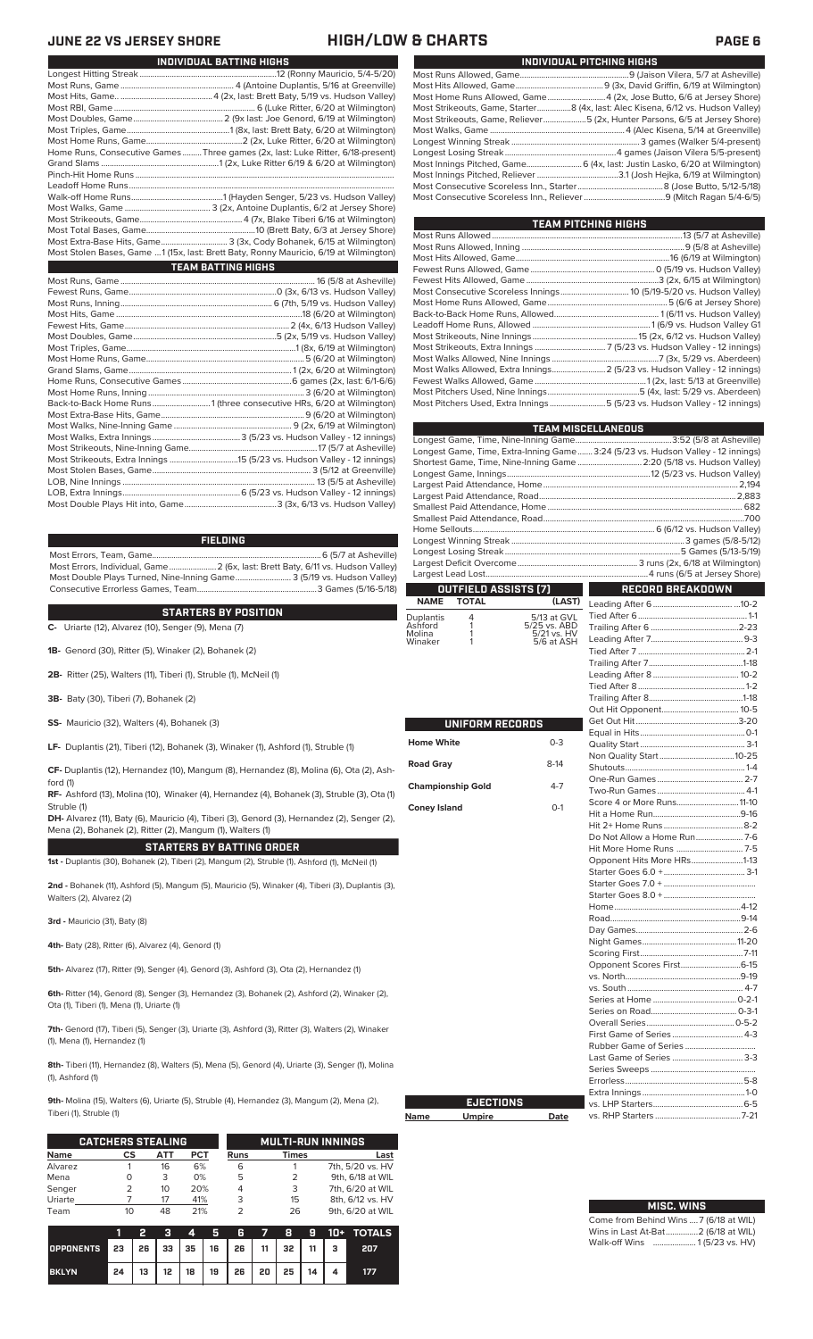# JUNE 22 VS JERSEY SHORE — HIGH/LOW & CHARTS

## INDIVIDUAL BATTING HIGHS

| | |
|---|---|
| Longest Hitting Streak | 12 (Ronny Mauricio, 5/4-5/20) |
| Most Runs, Game | 4 (Antoine Duplantis, 5/16 at Greenville) |
| Most Hits, Game | 4 (2x, last: Brett Baty, 5/19 vs. Hudson Valley) |
| Most RBI, Game | 6 (Luke Ritter, 6/20 at Wilmington) |
| Most Doubles, Game | 2 (9x last: Joe Genord, 6/19 at Wilmington) |
| Most Triples, Game | 1 (8x, last: Brett Baty, 6/20 at Wilmington) |
| Most Home Runs, Game | 2 (2x, Luke Ritter, 6/20 at Wilmington) |
| Home Runs, Consecutive Games | Three games (2x, last: Luke Ritter, 6/18-present) |
| Grand Slams | 1 (2x, Luke Ritter 6/19 & 6/20 at Wilmington) |
| Pinch-Hit Home Runs | |
| Leadoff Home Runs | |
| Walk-off Home Runs | 1 (Hayden Senger, 5/23 vs. Hudson Valley) |
| Most Walks, Game | 3 (2x, Antoine Duplantis, 6/2 at Jersey Shore) |
| Most Strikeouts, Game | 4 (7x, Blake Tiberi 6/16 at Wilmington) |
| Most Total Bases, Game | 10 (Brett Baty, 6/3 at Jersey Shore) |
| Most Extra-Base Hits, Game | 3 (3x, Cody Bohanek, 6/15 at Wilmington) |
| Most Stolen Bases, Game | 1 (15x, last: Brett Baty, Ronny Mauricio, 6/19 at Wilmington) |

## TEAM BATTING HIGHS

| | |
|---|---|
| Most Runs, Game | 16 (5/8 at Asheville) |
| Fewest Runs, Game | 0 (3x, 6/13 vs. Hudson Valley) |
| Most Runs, Inning | 6 (7th, 5/19 vs. Hudson Valley) |
| Most Hits, Game | 18 (6/20 at Wilmington) |
| Fewest Hits, Game | 2 (4x, 6/13 vs. Hudson Valley) |
| Most Doubles, Game | 5 (2x, 5/19 vs. Hudson Valley) |
| Most Triples, Game | 1 (8x, 6/19 at Wilmington) |
| Most Home Runs, Game | 5 (6/20 at Wilmington) |
| Grand Slams, Game | 1 (2x, 6/20 at Wilmington) |
| Home Runs, Consecutive Games | 6 games (2x, last: 6/1-6/6) |
| Most Home Runs, Inning | 3 (6/20 at Wilmington) |
| Back-to-Back Home Runs | 1 (three consecutive HRs, 6/20 at Wilmington) |
| Most Extra-Base Hits, Game | 9 (6/20 at Wilmington) |
| Most Walks, Nine-Inning Game | 9 (2x, 6/19 at Wilmington) |
| Most Walks, Extra Innings | 3 (5/23 vs. Hudson Valley - 12 innings) |
| Most Strikeouts, Nine-Inning Game | 17 (5/7 at Asheville) |
| Most Strikeouts, Extra Innings | 15 (5/23 vs. Hudson Valley - 12 innings) |
| Most Stolen Bases, Game | 3 (5/12 at Greenville) |
| LOB, Nine Innings | 13 (5/5 at Asheville) |
| LOB, Extra Innings | 6 (5/23 vs. Hudson Valley - 12 innings) |
| Most Double Plays Hit into, Game | 3 (3x, 6/13 vs. Hudson Valley) |

## FIELDING

| | |
|---|---|
| Most Errors, Team, Game | 6 (5/7 at Asheville) |
| Most Errors, Individual, Game | 2 (6x, last: Brett Baty, 6/11 vs. Hudson Valley) |
| Most Double Plays Turned, Nine-Inning Game | 3 (5/19 vs. Hudson Valley) |
| Consecutive Errorless Games, Team | 3 Games (5/16-5/18) |

## STARTERS BY POSITION

**C-** Uriarte (12), Alvarez (10), Senger (9), Mena (7)

**1B-** Genord (30), Ritter (5), Winaker (2), Bohanek (2)

**2B-** Ritter (25), Walters (11), Tiberi (1), Struble (1), McNeil (1)

**3B-** Baty (30), Tiberi (7), Bohanek (2)

**SS-** Mauricio (32), Walters (4), Bohanek (3)

**LF-** Duplantis (21), Tiberi (12), Bohanek (3), Winaker (1), Ashford (1), Struble (1)

**CF-** Duplantis (12), Hernandez (10), Mangum (8), Hernandez (8), Molina (6), Ota (2), Ashford (1)

**RF-** Ashford (13), Molina (10), Winaker (4), Hernandez (4), Bohanek (3), Struble (3), Ota (1) Struble (1)

**DH-** Alvarez (11), Baty (6), Mauricio (4), Tiberi (3), Genord (3), Hernandez (2), Senger (2), Mena (2), Bohanek (2), Ritter (2), Mangum (1), Walters (1)

## STARTERS BY BATTING ORDER

**1st -** Duplantis (30), Bohanek (2), Tiberi (2), Mangum (2), Struble (1), Ashford (1), McNeil (1)

**2nd -** Bohanek (11), Ashford (5), Mangum (5), Mauricio (5), Winaker (4), Tiberi (3), Duplantis (3), Walters (2), Alvarez (2)

**3rd -** Mauricio (31), Baty (8)

**4th-** Baty (28), Ritter (6), Alvarez (4), Genord (1)

**5th-** Alvarez (17), Ritter (9), Senger (4), Genord (3), Ashford (3), Ota (2), Hernandez (1)

**6th-** Ritter (14), Genord (8), Senger (3), Hernandez (3), Bohanek (2), Ashford (2), Winaker (2), Ota (1), Tiberi (1), Mena (1), Uriarte (1)

**7th-** Genord (17), Tiberi (5), Senger (3), Uriarte (3), Ashford (3), Ritter (3), Walters (2), Winaker (1), Mena (1), Hernandez (1)

**8th-** Tiberi (11), Hernandez (8), Walters (5), Mena (5), Genord (4), Uriarte (3), Senger (1), Molina (1), Ashford (1)

**9th-** Molina (15), Walters (6), Uriarte (5), Struble (4), Hernandez (3), Mangum (2), Mena (2), Tiberi (1), Struble (1)

## CATCHERS STEALING

| Name | CS | ATT | PCT |
|---|---|---|---|
| Alvarez | 1 | 16 | 6% |
| Mena | 0 | 3 | 0% |
| Senger | 2 | 10 | 20% |
| Uriarte | 7 | 17 | 41% |
| Team | 10 | 48 | 21% |

## MULTI-RUN INNINGS

| Runs | Times | Last |
|---|---|---|
| 6 | 1 | 7th, 5/20 vs. HV |
| 5 | 2 | 9th, 6/18 at WIL |
| 4 | 3 | 7th, 6/20 at WIL |
| 3 | 15 | 8th, 6/12 vs. HV |
| 2 | 26 | 9th, 6/20 at WIL |

| | 1 | 2 | 3 | 4 | 5 | 6 | 7 | 8 | 9 | 10+ | TOTALS |
|---|---|---|---|---|---|---|---|---|---|---|---|
| OPPONENTS | 23 | 26 | 33 | 35 | 16 | 26 | 11 | 32 | 11 | 3 | 207 |
| BKLYN | 24 | 13 | 12 | 18 | 19 | 26 | 20 | 25 | 14 | 4 | 177 |

## INDIVIDUAL PITCHING HIGHS

| | |
|---|---|
| Most Runs Allowed, Game | 9 (Jaison Vilera, 5/7 at Asheville) |
| Most Hits Allowed, Game | 9 (3x, David Griffin, 6/19 at Wilmington) |
| Most Home Runs Allowed, Game | 4 (2x, Jose Butto, 6/6 at Jersey Shore) |
| Most Strikeouts, Game, Starter | 8 (4x, last: Alec Kisena, 6/12 vs. Hudson Valley) |
| Most Strikeouts, Game, Reliever | 5 (2x, Hunter Parsons, 6/5 at Jersey Shore) |
| Most Walks, Game | 4 (Alec Kisena, 5/14 at Greenville) |
| Longest Winning Streak | 3 games (Walker 5/4-present) |
| Longest Losing Streak | 4 games (Jaison Vilera 5/5-present) |
| Most Innings Pitched, Game | 6 (4x, last: Justin Lasko, 6/20 at Wilmington) |
| Most Innings Pitched, Reliever | 3.1 (Josh Hejka, 6/19 at Wilmington) |
| Most Consecutive Scoreless Inn., Starter | 8 (Jose Butto, 5/12-5/18) |
| Most Consecutive Scoreless Inn., Reliever | 9 (Mitch Ragan 5/4-6/5) |

## TEAM PITCHING HIGHS

| | |
|---|---|
| Most Runs Allowed | 13 (5/7 at Asheville) |
| Most Runs Allowed, Inning | 9 (5/8 at Asheville) |
| Most Hits Allowed, Game | 16 (6/19 at Wilmington) |
| Fewest Runs Allowed, Game | 0 (5/19 vs. Hudson Valley) |
| Fewest Hits Allowed, Game | 3 (2x, 6/15 at Wilmington) |
| Most Consecutive Scoreless Innings | 10 (5/19-5/20 vs. Hudson Valley) |
| Most Home Runs Allowed, Game | 5 (6/6 at Jersey Shore) |
| Back-to-Back Home Runs, Allowed | 1 (6/11 vs. Hudson Valley) |
| Leadoff Home Runs, Allowed | 1 (6/9 vs. Hudson Valley G1 |
| Most Strikeouts, Nine Innings | 15 (2x, 6/12 vs. Hudson Valley) |
| Most Strikeouts, Extra Innings | 7 (5/23 vs. Hudson Valley - 12 innings) |
| Most Walks Allowed, Nine Innings | 7 (3x, 5/29 vs. Aberdeen) |
| Most Walks Allowed, Extra Innings | 2 (5/23 vs. Hudson Valley - 12 innings) |
| Fewest Walks Allowed, Game | 1 (2x, last: 5/13 at Greenville) |
| Most Pitchers Used, Nine Innings | 5 (4x, last: 5/29 vs. Aberdeen) |
| Most Pitchers Used, Extra Innings | 5 (5/23 vs. Hudson Valley - 12 innings) |

## TEAM MISCELLANEOUS

| | |
|---|---|
| Longest Game, Time, Nine-Inning Game | 3:52 (5/8 at Asheville) |
| Longest Game, Time, Extra-Inning Game | 3:24 (5/23 vs. Hudson Valley - 12 innings) |
| Shortest Game, Time, Nine-Inning Game | 2:20 (5/18 vs. Hudson Valley) |
| Longest Game, Innings | 12 (5/23 vs. Hudson Valley) |
| Largest Paid Attendance, Home | 2,194 |
| Largest Paid Attendance, Road | 2,883 |
| Smallest Paid Attendance, Home | 682 |
| Smallest Paid Attendance, Road | 700 |
| Home Sellouts | 6 (6/12 vs. Hudson Valley) |
| Longest Winning Streak | 3 games (5/8-5/12) |
| Longest Losing Streak | 5 Games (5/13-5/19) |
| Largest Deficit Overcome | 3 runs (2x, 6/18 at Wilmington) |
| Largest Lead Lost | 4 runs (6/5 at Jersey Shore) |

## OUTFIELD ASSISTS (7)

| NAME | TOTAL | (LAST) |
|---|---|---|
| Duplantis | 4 | 5/13 at GVL |
| Ashford | 1 | 5/25 vs. ABD |
| Molina | 1 | 5/21 vs. HV |
| Winaker | 1 | 5/6 at ASH |

## UNIFORM RECORDS

| | |
|---|---|
| Home White | 0-3 |
| Road Gray | 8-14 |
| Championship Gold | 4-7 |
| Coney Island | 0-1 |

## EJECTIONS

| Name | Umpire | Date |
|---|---|---|

## RECORD BREAKDOWN

| | |
|---|---|
| Leading After 6 | 10-2 |
| Tied After 6 | 1-1 |
| Trailing After 6 | 2-23 |
| Leading After 7 | 9-3 |
| Tied After 7 | 2-1 |
| Trailing After 7 | 1-18 |
| Leading After 8 | 10-2 |
| Tied After 8 | 1-2 |
| Trailing After 8 | 1-18 |
| Out Hit Opponent | 10-5 |
| Get Out Hit | 3-20 |
| Equal in Hits | 0-1 |
| Quality Start | 3-1 |
| Non Quality Start | 10-25 |
| Shutouts | 1-4 |
| One-Run Games | 2-7 |
| Two-Run Games | 4-1 |
| Score 4 or More Runs | 11-10 |
| Hit a Home Run | 9-16 |
| Hit 2+ Home Runs | 8-2 |
| Do Not Allow a Home Run | 7-6 |
| Hit More Home Runs | 7-5 |
| Opponent Hits More HRs | 1-13 |
| Starter Goes 6.0 + | 3-1 |
| Starter Goes 7.0 + | |
| Starter Goes 8.0 + | |
| Home | 4-12 |
| Road | 9-14 |
| Day Games | 2-6 |
| Night Games | 11-20 |
| Scoring First | 7-11 |
| Opponent Scores First | 6-15 |
| vs. North | 9-19 |
| vs. South | 4-7 |
| Series at Home | 0-2-1 |
| Series on Road | 0-3-1 |
| Overall Series | 0-5-2 |
| First Game of Series | 4-3 |
| Rubber Game of Series | |
| Last Game of Series | 3-3 |
| Series Sweeps | |
| Errorless | 5-8 |
| Extra Innings | 1-0 |
| vs. LHP Starters | 6-5 |
| vs. RHP Starters | 7-21 |

## MISC. WINS

| | |
|---|---|
| Come from Behind Wins | 7 (6/18 at WIL) |
| Wins in Last At-Bat | 2 (6/18 at WIL) |
| Walk-off Wins | 1 (5/23 vs. HV) |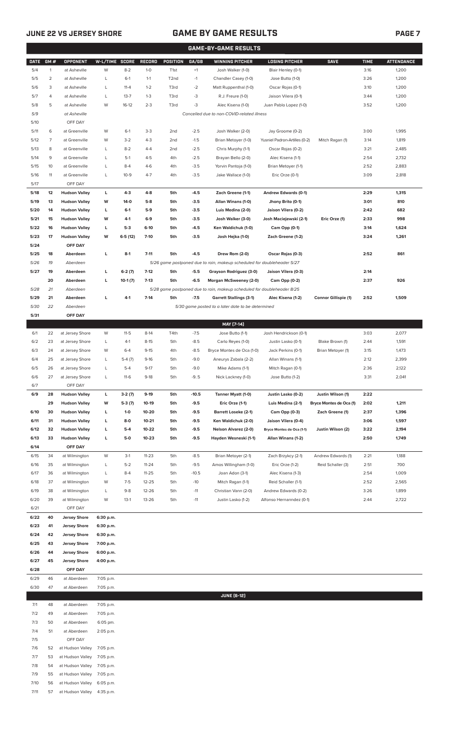## GAME BY GAME RESULTS

### GAME-BY-GAME RESULTS

| DATE | GM # | OPPONENT | W-L/TIME | SCORE | RECORD | POSITION | GA/GB | WINNING PITCHER | LOSING PITCHER | SAVE | TIME | ATTENDANCE |
|---|---|---|---|---|---|---|---|---|---|---|---|---|
| 5/4 | 1 | at Asheville | W | 8-2 | 1-0 | T1st | +1 | Josh Walker (1-0) | Blair Henley (0-1) | | 3:16 | 1,200 |
| 5/5 | 2 | at Asheville | L | 6-1 | 1-1 | T2nd | -1 | Chandler Casey (1-0) | Jose Butto (1-0) | | 3:26 | 1,200 |
| 5/6 | 3 | at Asheville | L | 11-4 | 1-2 | T3rd | -2 | Matt Ruppenthal (1-0) | Oscar Rojas (0-1) | | 3:10 | 1,200 |
| 5/7 | 4 | at Asheville | L | 13-7 | 1-3 | T3rd | -3 | R.J. Freure (1-0) | Jaison Vilera (0-1) | | 3:44 | 1,200 |
| 5/8 | 5 | at Asheville | W | 16-12 | 2-3 | T3rd | -3 | Alec Kisena (1-0) | Juan Pablo Lopez (1-0) | | 3:52 | 1,200 |
| 5/9 | | at Asheville | | | | | | Cancelled due to non-COVID-related illness | | | | |
| 5/10 | | OFF DAY | | | | | | | | | | |
| 5/11 | 6 | at Greenville | W | 6-1 | 3-3 | 2nd | -2.5 | Josh Walker (2-0) | Jay Groome (0-2) | | 3:00 | 1,995 |
| 5/12 | 7 | at Greenville | W | 3-2 | 4-3 | 2nd | -1.5 | Brian Metoyer (1-0) | Yusniel Padron-Artilles (0-2) | Mitch Ragan (1) | 3:14 | 1,819 |
| 5/13 | 8 | at Greenville | L | 8-2 | 4-4 | 2nd | -2.5 | Chris Murphy (1-1) | Oscar Rojas (0-2) | | 3:21 | 2,485 |
| 5/14 | 9 | at Greenville | L | 5-1 | 4-5 | 4th | -2.5 | Brayan Bello (2-0) | Alec Kisena (1-1) | | 2:54 | 2,732 |
| 5/15 | 10 | at Greenville | L | 8-4 | 4-6 | 4th | -3.5 | Yorvin Pantoja (1-0) | Brian Metoyer (1-1) | | 2:52 | 2,883 |
| 5/16 | 11 | at Greenville | L | 10-9 | 4-7 | 4th | -3.5 | Jake Wallace (1-0) | Eric Orze (0-1) | | 3:09 | 2,818 |
| 5/17 | | OFF DAY | | | | | | | | | | |
| **5/18** | **12** | **Hudson Valley** | **L** | **4-3** | **4-8** | **5th** | **-4.5** | **Zach Greene (1-1)** | **Andrew Edwards (0-1)** | | **2:29** | **1,315** |
| **5/19** | **13** | **Hudson Valley** | **W** | **14-0** | **5-8** | **5th** | **-3.5** | **Allan Winans (1-0)** | **Jhony Brito (0-1)** | | **3:01** | **810** |
| **5/20** | **14** | **Hudson Valley** | **L** | **6-1** | **5-9** | **5th** | **-3.5** | **Luis Medina (2-0)** | **Jaison Vilera (0-2)** | | **2:42** | **682** |
| **5/21** | **15** | **Hudson Valley** | **W** | **4-1** | **6-9** | **5th** | **-3.5** | **Josh Walker (3-0)** | **Josh Maciejewski (2-1)** | **Eric Orze (1)** | **2:33** | **998** |
| **5/22** | **16** | **Hudson Valley** | **L** | **5-3** | **6-10** | **5th** | **-4.5** | **Ken Waldichuk (1-0)** | **Cam Opp (0-1)** | | **3:14** | **1,624** |
| **5/23** | **17** | **Hudson Valley** | **W** | **6-5 (12)** | **7-10** | **5th** | **-3.5** | **Josh Hejka (1-0)** | **Zach Greene (1-2)** | | **3:24** | **1,261** |
| **5/24** | | **OFF DAY** | | | | | | | | | | |
| **5/25** | **18** | **Aberdeen** | **L** | **8-1** | **7-11** | **5th** | **-4.5** | **Drew Rom (2-0)** | **Oscar Rojas (0-3)** | | **2:52** | **861** |
| *5/26* | *19* | *Aberdeen* | | | | | | *5/26 game postponed due to rain, makeup scheduled for doubleheader 5/27* | | | | |
| **5/27** | **19** | **Aberdeen** | **L** | **6-2 (7)** | **7-12** | **5th** | **-5.5** | **Grayson Rodriguez (3-0)** | **Jaison Vilera (0-3)** | | **2:14** | |
| | **20** | **Aberdeen** | **L** | **10-1 (7)** | **7-13** | **5th** | **-6.5** | **Morgan McSweeney (2-0)** | **Cam Opp (0-2)** | | **2:37** | **926** |
| *5/28* | *21* | *Aberdeen* | | | | | | *5/28 game postponed due to rain, makeup scheduled for doubleheader 8/25* | | | | |
| **5/29** | **21** | **Aberdeen** | **L** | **4-1** | **7-14** | **5th** | **-7.5** | **Garrett Stallings (3-1)** | **Alec Kisena (1-2)** | **Connor Gillispie (1)** | **2:52** | **1,509** |
| *5/30* | *22* | *Aberdeen* | | | | | | *5/30 game posted to a later date to be determined* | | | | |
| **5/31** | | **OFF DAY** | | | | | | | | | | |
| | | | | | | | | **MAY [7-14]** | | | | |
| 6/1 | 22 | at Jersey Shore | W | 11-5 | 8-14 | T4th | -7.5 | Jose Butto (1-1) | Josh Hendrickson (0-1) | | 3:03 | 2,077 |
| 6/2 | 23 | at Jersey Shore | L | 4-1 | 8-15 | 5th | -8.5 | Carlo Reyes (1-0) | Justin Lasko (0-1) | Blake Brown (1) | 2:44 | 1,591 |
| 6/3 | 24 | at Jersey Shore | W | 6-4 | 9-15 | 4th | -8.5 | Bryce Montes de Oca (1-0) | Jack Perkins (0-1) | Brian Metoyer (1) | 3:15 | 1,473 |
| 6/4 | 25 | at Jersey Shore | L | 5-4 (7) | 9-16 | 5th | -9.0 | Aneurys Zabala (2-2) | Allan Winans (1-1) | | 2:12 | 2,399 |
| 6/5 | 26 | at Jersey Shore | L | 5-4 | 9-17 | 5th | -9.0 | Mike Adams (1-1) | Mitch Ragan (0-1) | | 2:36 | 2,122 |
| 6/6 | 27 | at Jersey Shore | L | 11-6 | 9-18 | 5th | -9..5 | Nick Lackney (1-0) | Jose Butto (1-2) | | 3:31 | 2,041 |
| 6/7 | | OFF DAY | | | | | | | | | | |
| **6/9** | **28** | **Hudson Valley** | **L** | **3-2 (7)** | **9-19** | **5th** | **-10.5** | **Tanner Myatt (1-0)** | **Justin Lasko (0-2)** | **Justin Wilson (1)** | **2:22** | |
| | **29** | **Hudson Valley** | **W** | **5-3 (7)** | **10-19** | **5th** | **-9.5** | **Eric Orze (1-1)** | **Luis Medina (2-1)** | **Bryce Montes de Oca (1)** | **2:02** | **1,211** |
| **6/10** | **30** | **Hudson Valley** | **L** | **1-0** | **10-20** | **5th** | **-9.5** | **Barrett Loseke (2-1)** | **Cam Opp (0-3)** | **Zach Greene (1)** | **2:37** | **1,396** |
| **6/11** | **31** | **Hudson Valley** | **L** | **8-0** | **10-21** | **5th** | **-9.5** | **Ken Waldichuk (2-0)** | **Jaison Vilera (0-4)** | | **3:06** | **1,597** |
| **6/12** | **32** | **Hudson Valley** | **L** | **5-4** | **10-22** | **5th** | **-9.5** | **Nelson Alvarez (2-0)** | **Bryce Montes de Oca (1-1)** | **Justin Wilson (2)** | **3:22** | **2,194** |
| **6/13** | **33** | **Hudson Valley** | **L** | **5-0** | **10-23** | **5th** | **-9.5** | **Hayden Wesneski (1-1)** | **Allan Winans (1-2)** | | **2:50** | **1,749** |
| **6/14** | | **OFF DAY** | | | | | | | | | | |
| 6/15 | 34 | at Wilmington | W | 3-1 | 11-23 | 5th | -8.5 | Brian Metoyer (2-1) | Cash Brzykcy (2-1) | Andrew Edwards (1) | 2:21 | 1,188 |
| 6/16 | 35 | at Wilmington | L | 5-2 | 11-24 | 5th | -9.5 | Amos Willingham (1-0) | Eric Orze (1-2) | Reid Schaller (3) | 2:51 | 700 |
| 6/17 | 36 | at Wilmington | L | 8-4 | 11-25 | 5th | -10.5 | Joan Adon (3-1) | Alec Kisena (1-3) | | 2:54 | 1,009 |
| 6/18 | 37 | at Wilmington | W | 7-5 | 12-25 | 5th | -10 | Mitch Ragan (1-1) | Reid Schaller (1-1) | | 2:52 | 2,565 |
| 6/19 | 38 | at Wilmington | L | 9-8 | 12-26 | 5th | -11 | Christian Vann (2-0) | Andrew Edwards (0-2) | | 3:26 | 1,899 |
| 6/20 | 39 | at Wilmington | W | 13-1 | 13-26 | 5th | -11 | Justin Lasko (1-2) | Alfonso Hernanndez (0-1) | | 2:44 | 2,722 |
| 6/21 | | OFF DAY | | | | | | | | | | |
| **6/22** | **40** | **Jersey Shore** | **6:30 p.m.** | | | | | | | | | |
| **6/23** | **41** | **Jersey Shore** | **6:30 p.m.** | | | | | | | | | |
| **6/24** | **42** | **Jersey Shore** | **6:30 p.m.** | | | | | | | | | |
| **6/25** | **43** | **Jersey Shore** | **7:00 p.m.** | | | | | | | | | |
| **6/26** | **44** | **Jersey Shore** | **6:00 p.m.** | | | | | | | | | |
| **6/27** | **45** | **Jersey Shore** | **4:00 p.m.** | | | | | | | | | |
| **6/28** | | **OFF DAY** | | | | | | | | | | |
| 6/29 | 46 | at Aberdeen | 7:05 p.m. | | | | | | | | | |
| 6/30 | 47 | at Aberdeen | 7:05 p.m. | | | | | | | | | |
| | | | | | | | | **JUNE [6-12]** | | | | |
| 7/1 | 48 | at Aberdeen | 7:05 p.m. | | | | | | | | | |
| 7/2 | 49 | at Aberdeen | 7:05 p.m. | | | | | | | | | |
| 7/3 | 50 | at Aberdeen | 6:05 pm. | | | | | | | | | |
| 7/4 | 51 | at Aberdeen | 2:05 p.m. | | | | | | | | | |
| 7/5 | | OFF DAY | | | | | | | | | | |
| 7/6 | 52 | at Hudson Valley | 7:05 p.m. | | | | | | | | | |
| 7/7 | 53 | at Hudson Valley | 7:05 p.m. | | | | | | | | | |
| 7/8 | 54 | at Hudson Valley | 7:05 p.m. | | | | | | | | | |
| 7/9 | 55 | at Hudson Valley | 7:05 p.m. | | | | | | | | | |
| 7/10 | 56 | at Hudson Valley | 6:05 p.m. | | | | | | | | | |
| 7/11 | 57 | at Hudson Valley | 4:35 p.m. | | | | | | | | | |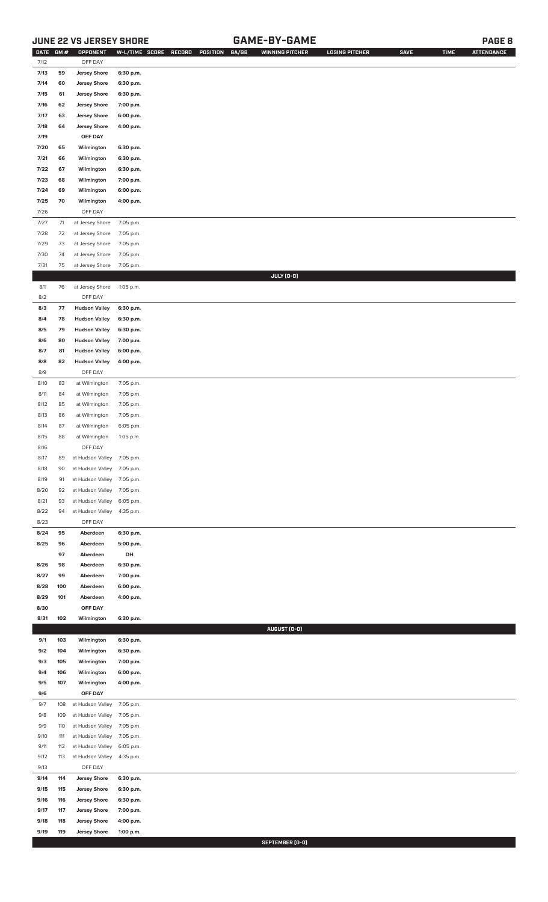## JUNE 22 VS JERSEY SHORE — GAME-BY-GAME

| DATE | GM # | OPPONENT | W-L/TIME | SCORE | RECORD | POSITION | GA/GB | WINNING PITCHER | LOSING PITCHER | SAVE | TIME | ATTENDANCE |
|---|---|---|---|---|---|---|---|---|---|---|---|---|
| 7/12 | | OFF DAY | | | | | | | | | | |
| 7/13 | 59 | Jersey Shore | 6:30 p.m. | | | | | | | | | |
| 7/14 | 60 | Jersey Shore | 6:30 p.m. | | | | | | | | | |
| 7/15 | 61 | Jersey Shore | 6:30 p.m. | | | | | | | | | |
| 7/16 | 62 | Jersey Shore | 7:00 p.m. | | | | | | | | | |
| 7/17 | 63 | Jersey Shore | 6:00 p.m. | | | | | | | | | |
| 7/18 | 64 | Jersey Shore | 4:00 p.m. | | | | | | | | | |
| 7/19 | | OFF DAY | | | | | | | | | | |
| 7/20 | 65 | Wilmington | 6:30 p.m. | | | | | | | | | |
| 7/21 | 66 | Wilmington | 6:30 p.m. | | | | | | | | | |
| 7/22 | 67 | Wilmington | 6:30 p.m. | | | | | | | | | |
| 7/23 | 68 | Wilmington | 7:00 p.m. | | | | | | | | | |
| 7/24 | 69 | Wilmington | 6:00 p.m. | | | | | | | | | |
| 7/25 | 70 | Wilmington | 4:00 p.m. | | | | | | | | | |
| 7/26 | | OFF DAY | | | | | | | | | | |
| 7/27 | 71 | at Jersey Shore | 7:05 p.m. | | | | | | | | | |
| 7/28 | 72 | at Jersey Shore | 7:05 p.m. | | | | | | | | | |
| 7/29 | 73 | at Jersey Shore | 7:05 p.m. | | | | | | | | | |
| 7/30 | 74 | at Jersey Shore | 7:05 p.m. | | | | | | | | | |
| 7/31 | 75 | at Jersey Shore | 7:05 p.m. | | | | | | | | | |
| | | | | | | | | **JULY [0-0]** | | | | |
| 8/1 | 76 | at Jersey Shore | 1:05 p.m. | | | | | | | | | |
| 8/2 | | OFF DAY | | | | | | | | | | |
| 8/3 | 77 | Hudson Valley | 6:30 p.m. | | | | | | | | | |
| 8/4 | 78 | Hudson Valley | 6:30 p.m. | | | | | | | | | |
| 8/5 | 79 | Hudson Valley | 6:30 p.m. | | | | | | | | | |
| 8/6 | 80 | Hudson Valley | 7:00 p.m. | | | | | | | | | |
| 8/7 | 81 | Hudson Valley | 6:00 p.m. | | | | | | | | | |
| 8/8 | 82 | Hudson Valley | 4:00 p.m. | | | | | | | | | |
| 8/9 | | OFF DAY | | | | | | | | | | |
| 8/10 | 83 | at Wilmington | 7:05 p.m. | | | | | | | | | |
| 8/11 | 84 | at Wilmington | 7:05 p.m. | | | | | | | | | |
| 8/12 | 85 | at Wilmington | 7:05 p.m. | | | | | | | | | |
| 8/13 | 86 | at Wilmington | 7:05 p.m. | | | | | | | | | |
| 8/14 | 87 | at Wilmington | 6:05 p.m. | | | | | | | | | |
| 8/15 | 88 | at Wilmington | 1:05 p.m. | | | | | | | | | |
| 8/16 | | OFF DAY | | | | | | | | | | |
| 8/17 | 89 | at Hudson Valley | 7:05 p.m. | | | | | | | | | |
| 8/18 | 90 | at Hudson Valley | 7:05 p.m. | | | | | | | | | |
| 8/19 | 91 | at Hudson Valley | 7:05 p.m. | | | | | | | | | |
| 8/20 | 92 | at Hudson Valley | 7:05 p.m. | | | | | | | | | |
| 8/21 | 93 | at Hudson Valley | 6:05 p.m. | | | | | | | | | |
| 8/22 | 94 | at Hudson Valley | 4:35 p.m. | | | | | | | | | |
| 8/23 | | OFF DAY | | | | | | | | | | |
| 8/24 | 95 | Aberdeen | 6:30 p.m. | | | | | | | | | |
| 8/25 | 96 | Aberdeen | 5:00 p.m. | | | | | | | | | |
| | 97 | Aberdeen | DH | | | | | | | | | |
| 8/26 | 98 | Aberdeen | 6:30 p.m. | | | | | | | | | |
| 8/27 | 99 | Aberdeen | 7:00 p.m. | | | | | | | | | |
| 8/28 | 100 | Aberdeen | 6:00 p.m. | | | | | | | | | |
| 8/29 | 101 | Aberdeen | 4:00 p.m. | | | | | | | | | |
| 8/30 | | OFF DAY | | | | | | | | | | |
| 8/31 | 102 | Wilmington | 6:30 p.m. | | | | | | | | | |
| | | | | | | | | **AUGUST [0-0]** | | | | |
| 9/1 | 103 | Wilmington | 6:30 p.m. | | | | | | | | | |
| 9/2 | 104 | Wilmington | 6:30 p.m. | | | | | | | | | |
| 9/3 | 105 | Wilmington | 7:00 p.m. | | | | | | | | | |
| 9/4 | 106 | Wilmington | 6:00 p.m. | | | | | | | | | |
| 9/5 | 107 | Wilmington | 4:00 p.m. | | | | | | | | | |
| 9/6 | | OFF DAY | | | | | | | | | | |
| 9/7 | 108 | at Hudson Valley | 7:05 p.m. | | | | | | | | | |
| 9/8 | 109 | at Hudson Valley | 7:05 p.m. | | | | | | | | | |
| 9/9 | 110 | at Hudson Valley | 7:05 p.m. | | | | | | | | | |
| 9/10 | 111 | at Hudson Valley | 7:05 p.m. | | | | | | | | | |
| 9/11 | 112 | at Hudson Valley | 6:05 p.m. | | | | | | | | | |
| 9/12 | 113 | at Hudson Valley | 4:35 p.m. | | | | | | | | | |
| 9/13 | | OFF DAY | | | | | | | | | | |
| 9/14 | 114 | Jersey Shore | 6:30 p.m. | | | | | | | | | |
| 9/15 | 115 | Jersey Shore | 6:30 p.m. | | | | | | | | | |
| 9/16 | 116 | Jersey Shore | 6:30 p.m. | | | | | | | | | |
| 9/17 | 117 | Jersey Shore | 7:00 p.m. | | | | | | | | | |
| 9/18 | 118 | Jersey Shore | 4:00 p.m. | | | | | | | | | |
| 9/19 | 119 | Jersey Shore | 1:00 p.m. | | | | | | | | | |
| | | | | | | | | **SEPTEMBER [0-0]** | | | | |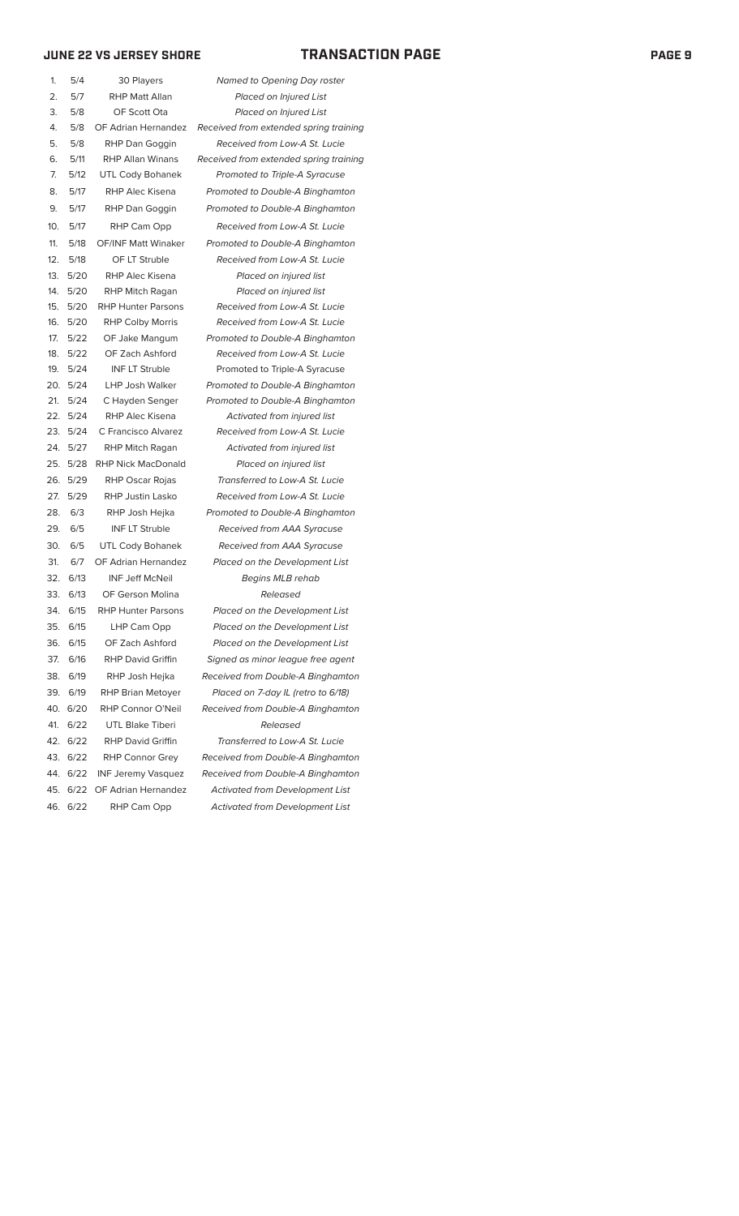## JUNE 22 VS JERSEY SHORE

# TRANSACTION PAGE

| | | | |
|---|---|---|---|
| 1. | 5/4 | 30 Players | *Named to Opening Day roster* |
| 2. | 5/7 | RHP Matt Allan | *Placed on Injured List* |
| 3. | 5/8 | OF Scott Ota | *Placed on Injured List* |
| 4. | 5/8 | OF Adrian Hernandez | *Received from extended spring training* |
| 5. | 5/8 | RHP Dan Goggin | *Received from Low-A St. Lucie* |
| 6. | 5/11 | RHP Allan Winans | *Received from extended spring training* |
| 7. | 5/12 | UTL Cody Bohanek | *Promoted to Triple-A Syracuse* |
| 8. | 5/17 | RHP Alec Kisena | *Promoted to Double-A Binghamton* |
| 9. | 5/17 | RHP Dan Goggin | *Promoted to Double-A Binghamton* |
| 10. | 5/17 | RHP Cam Opp | *Received from Low-A St. Lucie* |
| 11. | 5/18 | OF/INF Matt Winaker | *Promoted to Double-A Binghamton* |
| 12. | 5/18 | OF LT Struble | *Received from Low-A St. Lucie* |
| 13. | 5/20 | RHP Alec Kisena | *Placed on injured list* |
| 14. | 5/20 | RHP Mitch Ragan | *Placed on injured list* |
| 15. | 5/20 | RHP Hunter Parsons | *Received from Low-A St. Lucie* |
| 16. | 5/20 | RHP Colby Morris | *Received from Low-A St. Lucie* |
| 17. | 5/22 | OF Jake Mangum | *Promoted to Double-A Binghamton* |
| 18. | 5/22 | OF Zach Ashford | *Received from Low-A St. Lucie* |
| 19. | 5/24 | INF LT Struble | Promoted to Triple-A Syracuse |
| 20. | 5/24 | LHP Josh Walker | *Promoted to Double-A Binghamton* |
| 21. | 5/24 | C Hayden Senger | *Promoted to Double-A Binghamton* |
| 22. | 5/24 | RHP Alec Kisena | *Activated from injured list* |
| 23. | 5/24 | C Francisco Alvarez | *Received from Low-A St. Lucie* |
| 24. | 5/27 | RHP Mitch Ragan | *Activated from injured list* |
| 25. | 5/28 | RHP Nick MacDonald | *Placed on injured list* |
| 26. | 5/29 | RHP Oscar Rojas | *Transferred to Low-A St. Lucie* |
| 27. | 5/29 | RHP Justin Lasko | *Received from Low-A St. Lucie* |
| 28. | 6/3 | RHP Josh Hejka | *Promoted to Double-A Binghamton* |
| 29. | 6/5 | INF LT Struble | *Received from AAA Syracuse* |
| 30. | 6/5 | UTL Cody Bohanek | *Received from AAA Syracuse* |
| 31. | 6/7 | OF Adrian Hernandez | *Placed on the Development List* |
| 32. | 6/13 | INF Jeff McNeil | *Begins MLB rehab* |
| 33. | 6/13 | OF Gerson Molina | *Released* |
| 34. | 6/15 | RHP Hunter Parsons | *Placed on the Development List* |
| 35. | 6/15 | LHP Cam Opp | *Placed on the Development List* |
| 36. | 6/15 | OF Zach Ashford | *Placed on the Development List* |
| 37. | 6/16 | RHP David Griffin | *Signed as minor league free agent* |
| 38. | 6/19 | RHP Josh Hejka | *Received from Double-A Binghamton* |
| 39. | 6/19 | RHP Brian Metoyer | *Placed on 7-day IL (retro to 6/18)* |
| 40. | 6/20 | RHP Connor O'Neil | *Received from Double-A Binghamton* |
| 41. | 6/22 | UTL Blake Tiberi | *Released* |
| 42. | 6/22 | RHP David Griffin | *Transferred to Low-A St. Lucie* |
| 43. | 6/22 | RHP Connor Grey | *Received from Double-A Binghamton* |
| 44. | 6/22 | INF Jeremy Vasquez | *Received from Double-A Binghamton* |
| 45. | 6/22 | OF Adrian Hernandez | *Activated from Development List* |
| 46. | 6/22 | RHP Cam Opp | *Activated from Development List* |